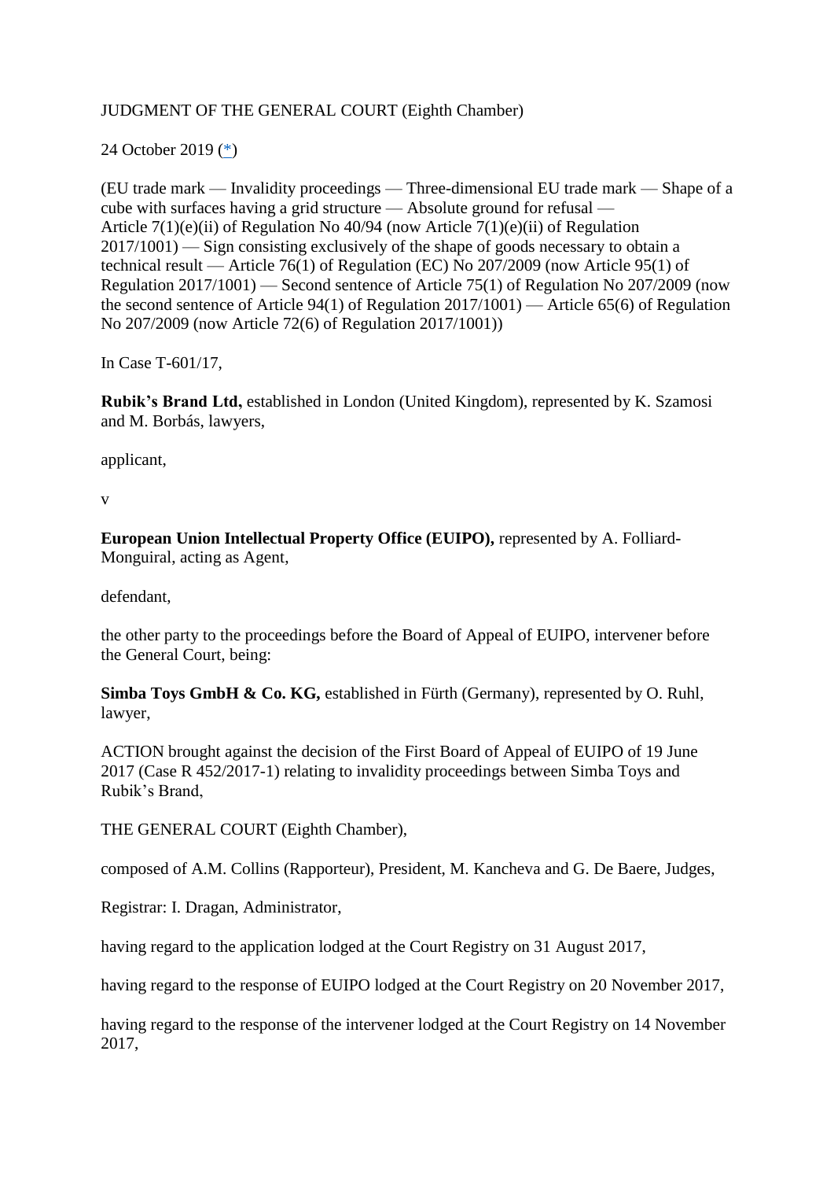JUDGMENT OF THE GENERAL COURT (Eighth Chamber)

24 October 2019 (*)

(EU trade mark — Invalidity proceedings — Three-dimensional EU trade mark — Shape of a cube with surfaces having a grid structure — Absolute ground for refusal — Article 7(1)(e)(ii) of Regulation No 40/94 (now Article 7(1)(e)(ii) of Regulation 2017/1001) — Sign consisting exclusively of the shape of goods necessary to obtain a technical result — Article 76(1) of Regulation (EC) No 207/2009 (now Article 95(1) of Regulation 2017/1001) — Second sentence of Article 75(1) of Regulation No 207/2009 (now the second sentence of Article 94(1) of Regulation 2017/1001) — Article 65(6) of Regulation No 207/2009 (now Article 72(6) of Regulation 2017/1001))

In Case T-601/17,

**Rubik's Brand Ltd,** established in London (United Kingdom), represented by K. Szamosi and M. Borbás, lawyers,

applicant,

v

**European Union Intellectual Property Office (EUIPO),** represented by A. Folliard-Monguiral, acting as Agent,

defendant,

the other party to the proceedings before the Board of Appeal of EUIPO, intervener before the General Court, being:

**Simba Toys GmbH & Co. KG,** established in Fürth (Germany), represented by O. Ruhl, lawyer,

ACTION brought against the decision of the First Board of Appeal of EUIPO of 19 June 2017 (Case R 452/2017-1) relating to invalidity proceedings between Simba Toys and Rubik's Brand,

THE GENERAL COURT (Eighth Chamber),

composed of A.M. Collins (Rapporteur), President, M. Kancheva and G. De Baere, Judges,

Registrar: I. Dragan, Administrator,

having regard to the application lodged at the Court Registry on 31 August 2017,

having regard to the response of EUIPO lodged at the Court Registry on 20 November 2017,

having regard to the response of the intervener lodged at the Court Registry on 14 November 2017,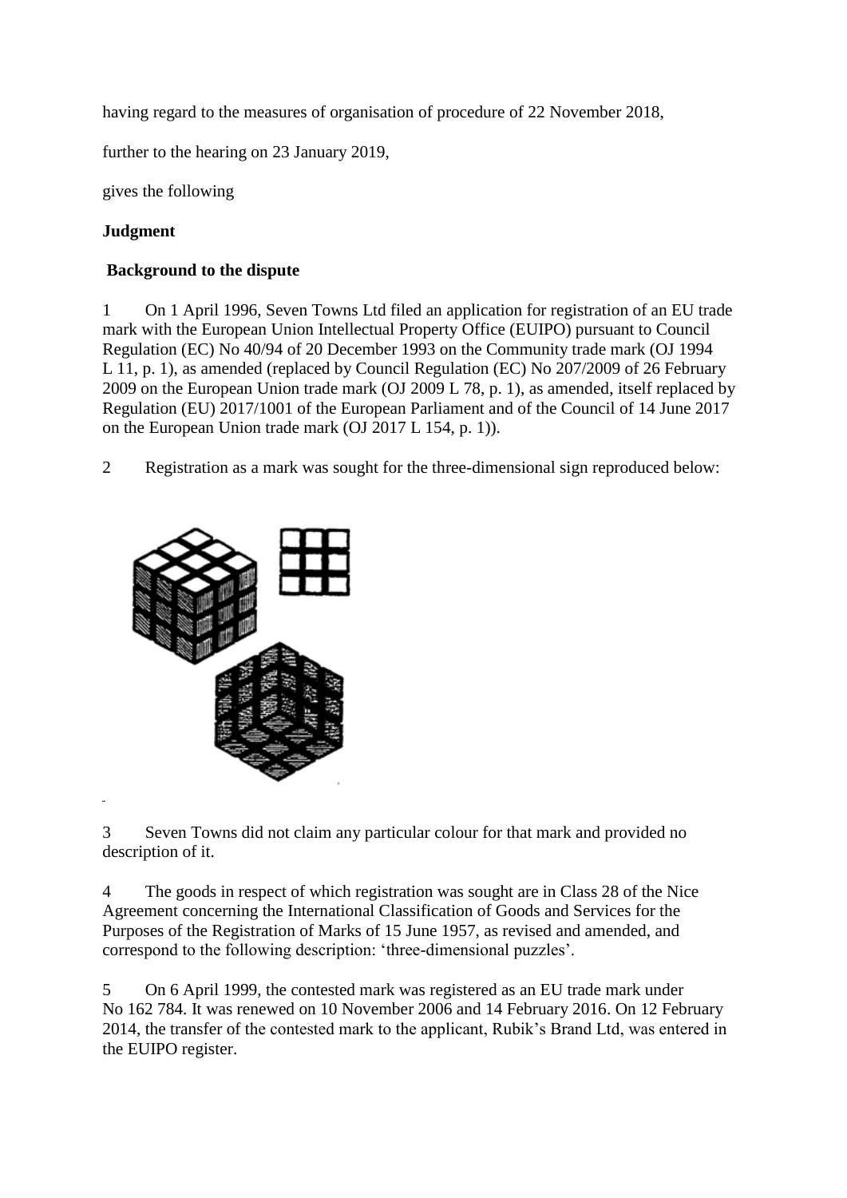having regard to the measures of organisation of procedure of 22 November 2018,

further to the hearing on 23 January 2019,

gives the following

**Judgment**

**Background to the dispute**

1 On 1 April 1996, Seven Towns Ltd filed an application for registration of an EU trade mark with the European Union Intellectual Property Office (EUIPO) pursuant to Council Regulation (EC) No 40/94 of 20 December 1993 on the Community trade mark (OJ 1994 L 11, p. 1), as amended (replaced by Council Regulation (EC) No 207/2009 of 26 February 2009 on the European Union trade mark (OJ 2009 L 78, p. 1), as amended, itself replaced by Regulation (EU) 2017/1001 of the European Parliament and of the Council of 14 June 2017 on the European Union trade mark (OJ 2017 L 154, p. 1)).

2 Registration as a mark was sought for the three-dimensional sign reproduced below:

3 Seven Towns did not claim any particular colour for that mark and provided no description of it.

4 The goods in respect of which registration was sought are in Class 28 of the Nice Agreement concerning the International Classification of Goods and Services for the Purposes of the Registration of Marks of 15 June 1957, as revised and amended, and correspond to the following description: 'three-dimensional puzzles'.

5 On 6 April 1999, the contested mark was registered as an EU trade mark under No 162 784. It was renewed on 10 November 2006 and 14 February 2016. On 12 February 2014, the transfer of the contested mark to the applicant, Rubik's Brand Ltd, was entered in the EUIPO register.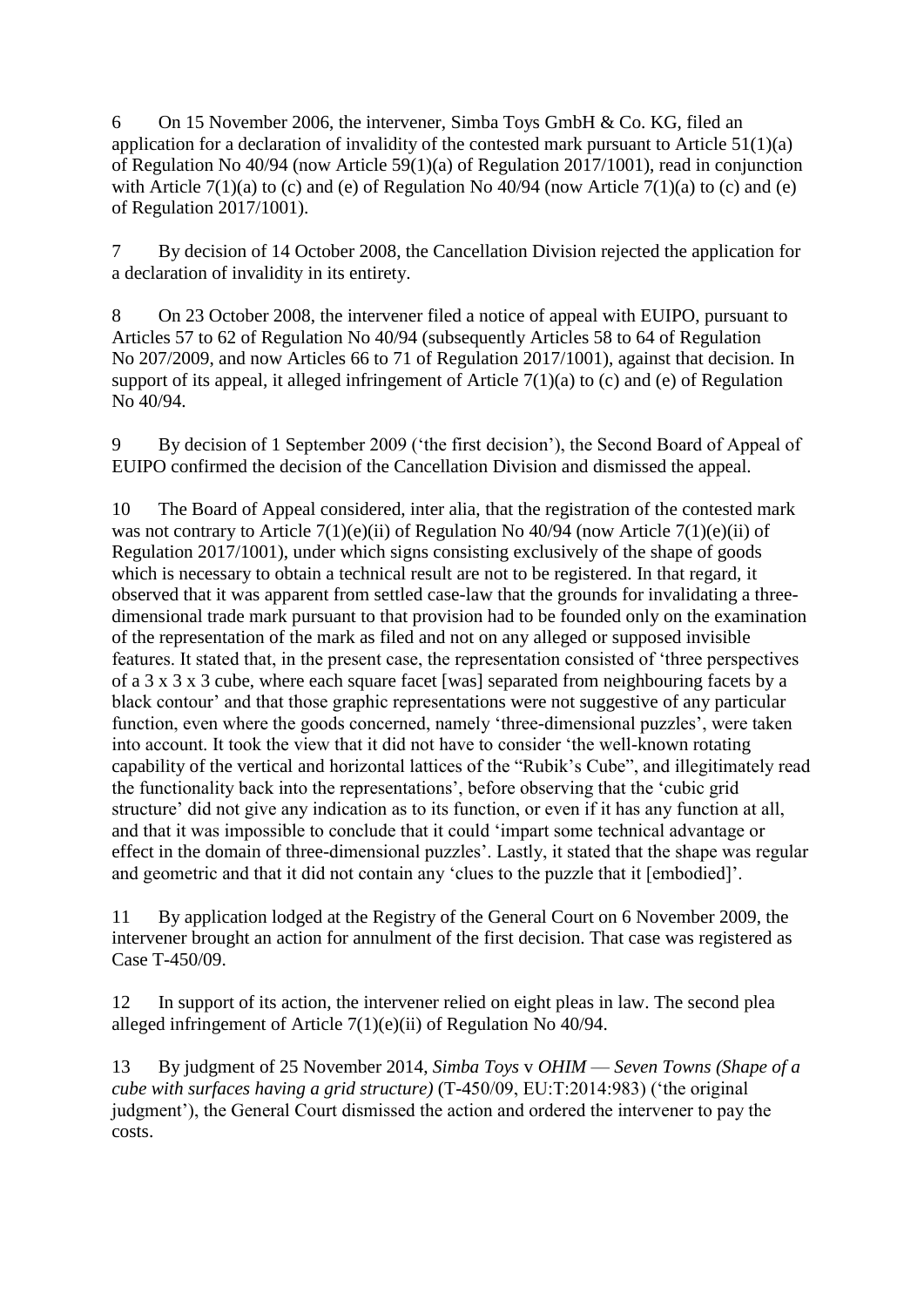6 On 15 November 2006, the intervener, Simba Toys GmbH & Co. KG, filed an application for a declaration of invalidity of the contested mark pursuant to Article 51(1)(a) of Regulation No 40/94 (now Article 59(1)(a) of Regulation 2017/1001), read in conjunction with Article 7(1)(a) to (c) and (e) of Regulation No 40/94 (now Article 7(1)(a) to (c) and (e) of Regulation 2017/1001).

7 By decision of 14 October 2008, the Cancellation Division rejected the application for a declaration of invalidity in its entirety.

8 On 23 October 2008, the intervener filed a notice of appeal with EUIPO, pursuant to Articles 57 to 62 of Regulation No 40/94 (subsequently Articles 58 to 64 of Regulation No 207/2009, and now Articles 66 to 71 of Regulation 2017/1001), against that decision. In support of its appeal, it alleged infringement of Article 7(1)(a) to (c) and (e) of Regulation No 40/94.

9 By decision of 1 September 2009 ('the first decision'), the Second Board of Appeal of EUIPO confirmed the decision of the Cancellation Division and dismissed the appeal.

10 The Board of Appeal considered, inter alia, that the registration of the contested mark was not contrary to Article 7(1)(e)(ii) of Regulation No 40/94 (now Article 7(1)(e)(ii) of Regulation 2017/1001), under which signs consisting exclusively of the shape of goods which is necessary to obtain a technical result are not to be registered. In that regard, it observed that it was apparent from settled case-law that the grounds for invalidating a three-dimensional trade mark pursuant to that provision had to be founded only on the examination of the representation of the mark as filed and not on any alleged or supposed invisible features. It stated that, in the present case, the representation consisted of 'three perspectives of a 3 x 3 x 3 cube, where each square facet [was] separated from neighbouring facets by a black contour' and that those graphic representations were not suggestive of any particular function, even where the goods concerned, namely 'three-dimensional puzzles', were taken into account. It took the view that it did not have to consider 'the well-known rotating capability of the vertical and horizontal lattices of the "Rubik's Cube", and illegitimately read the functionality back into the representations', before observing that the 'cubic grid structure' did not give any indication as to its function, or even if it has any function at all, and that it was impossible to conclude that it could 'impart some technical advantage or effect in the domain of three-dimensional puzzles'. Lastly, it stated that the shape was regular and geometric and that it did not contain any 'clues to the puzzle that it [embodied]'.

11 By application lodged at the Registry of the General Court on 6 November 2009, the intervener brought an action for annulment of the first decision. That case was registered as Case T-450/09.

12 In support of its action, the intervener relied on eight pleas in law. The second plea alleged infringement of Article 7(1)(e)(ii) of Regulation No 40/94.

13 By judgment of 25 November 2014, *Simba Toys* v *OHIM — Seven Towns (Shape of a cube with surfaces having a grid structure)* (T-450/09, EU:T:2014:983) ('the original judgment'), the General Court dismissed the action and ordered the intervener to pay the costs.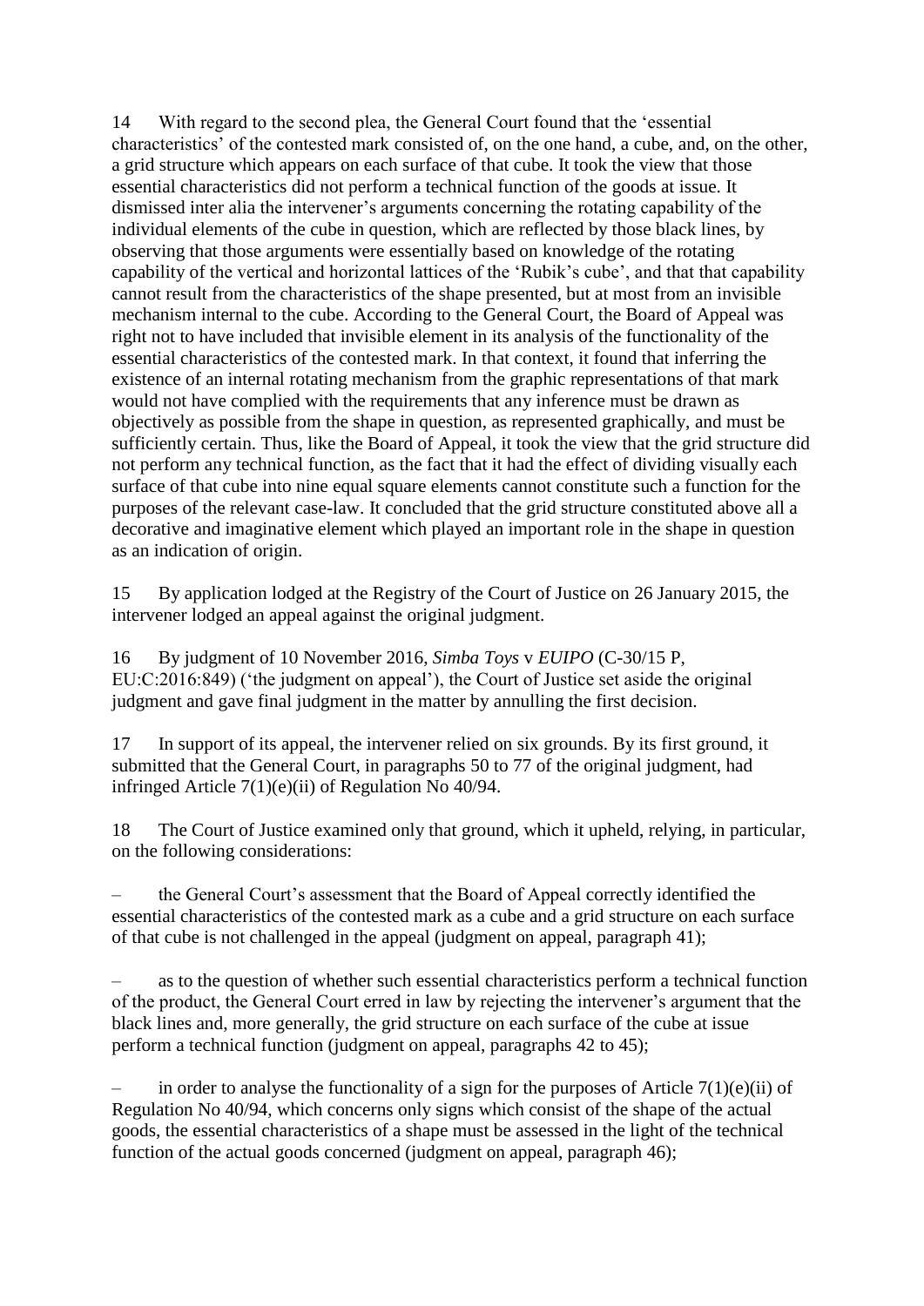14 With regard to the second plea, the General Court found that the 'essential characteristics' of the contested mark consisted of, on the one hand, a cube, and, on the other, a grid structure which appears on each surface of that cube. It took the view that those essential characteristics did not perform a technical function of the goods at issue. It dismissed inter alia the intervener's arguments concerning the rotating capability of the individual elements of the cube in question, which are reflected by those black lines, by observing that those arguments were essentially based on knowledge of the rotating capability of the vertical and horizontal lattices of the 'Rubik's cube', and that that capability cannot result from the characteristics of the shape presented, but at most from an invisible mechanism internal to the cube. According to the General Court, the Board of Appeal was right not to have included that invisible element in its analysis of the functionality of the essential characteristics of the contested mark. In that context, it found that inferring the existence of an internal rotating mechanism from the graphic representations of that mark would not have complied with the requirements that any inference must be drawn as objectively as possible from the shape in question, as represented graphically, and must be sufficiently certain. Thus, like the Board of Appeal, it took the view that the grid structure did not perform any technical function, as the fact that it had the effect of dividing visually each surface of that cube into nine equal square elements cannot constitute such a function for the purposes of the relevant case-law. It concluded that the grid structure constituted above all a decorative and imaginative element which played an important role in the shape in question as an indication of origin.

15 By application lodged at the Registry of the Court of Justice on 26 January 2015, the intervener lodged an appeal against the original judgment.

16 By judgment of 10 November 2016, *Simba Toys* v *EUIPO* (C-30/15 P, EU:C:2016:849) ('the judgment on appeal'), the Court of Justice set aside the original judgment and gave final judgment in the matter by annulling the first decision.

17 In support of its appeal, the intervener relied on six grounds. By its first ground, it submitted that the General Court, in paragraphs 50 to 77 of the original judgment, had infringed Article 7(1)(e)(ii) of Regulation No 40/94.

18 The Court of Justice examined only that ground, which it upheld, relying, in particular, on the following considerations:

– the General Court's assessment that the Board of Appeal correctly identified the essential characteristics of the contested mark as a cube and a grid structure on each surface of that cube is not challenged in the appeal (judgment on appeal, paragraph 41);

– as to the question of whether such essential characteristics perform a technical function of the product, the General Court erred in law by rejecting the intervener's argument that the black lines and, more generally, the grid structure on each surface of the cube at issue perform a technical function (judgment on appeal, paragraphs 42 to 45);

– in order to analyse the functionality of a sign for the purposes of Article 7(1)(e)(ii) of Regulation No 40/94, which concerns only signs which consist of the shape of the actual goods, the essential characteristics of a shape must be assessed in the light of the technical function of the actual goods concerned (judgment on appeal, paragraph 46);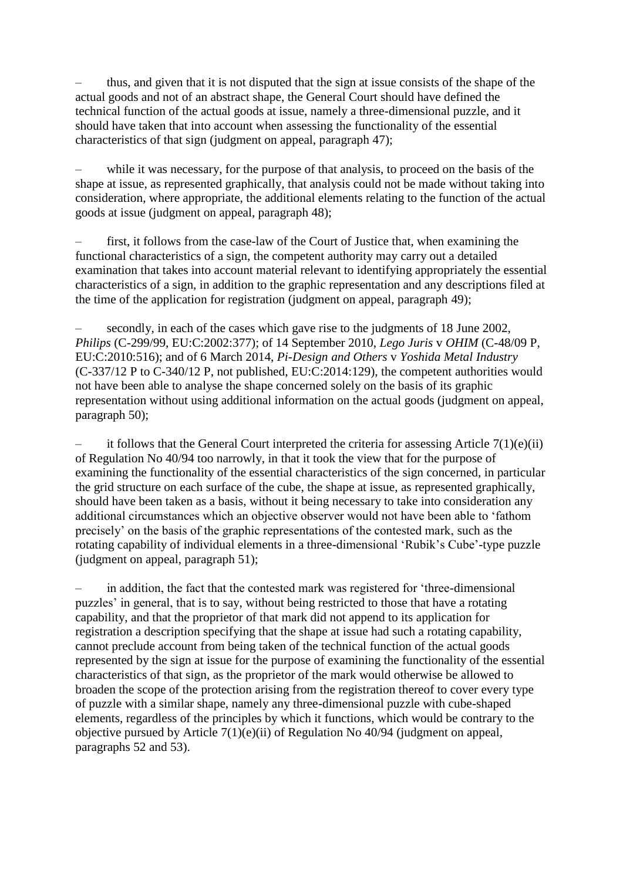– thus, and given that it is not disputed that the sign at issue consists of the shape of the actual goods and not of an abstract shape, the General Court should have defined the technical function of the actual goods at issue, namely a three-dimensional puzzle, and it should have taken that into account when assessing the functionality of the essential characteristics of that sign (judgment on appeal, paragraph 47);

– while it was necessary, for the purpose of that analysis, to proceed on the basis of the shape at issue, as represented graphically, that analysis could not be made without taking into consideration, where appropriate, the additional elements relating to the function of the actual goods at issue (judgment on appeal, paragraph 48);

– first, it follows from the case-law of the Court of Justice that, when examining the functional characteristics of a sign, the competent authority may carry out a detailed examination that takes into account material relevant to identifying appropriately the essential characteristics of a sign, in addition to the graphic representation and any descriptions filed at the time of the application for registration (judgment on appeal, paragraph 49);

– secondly, in each of the cases which gave rise to the judgments of 18 June 2002, *Philips* (C-299/99, EU:C:2002:377); of 14 September 2010, *Lego Juris* v *OHIM* (C-48/09 P, EU:C:2010:516); and of 6 March 2014, *Pi-Design and Others* v *Yoshida Metal Industry* (C-337/12 P to C-340/12 P, not published, EU:C:2014:129), the competent authorities would not have been able to analyse the shape concerned solely on the basis of its graphic representation without using additional information on the actual goods (judgment on appeal, paragraph 50);

– it follows that the General Court interpreted the criteria for assessing Article 7(1)(e)(ii) of Regulation No 40/94 too narrowly, in that it took the view that for the purpose of examining the functionality of the essential characteristics of the sign concerned, in particular the grid structure on each surface of the cube, the shape at issue, as represented graphically, should have been taken as a basis, without it being necessary to take into consideration any additional circumstances which an objective observer would not have been able to 'fathom precisely' on the basis of the graphic representations of the contested mark, such as the rotating capability of individual elements in a three-dimensional 'Rubik's Cube'-type puzzle (judgment on appeal, paragraph 51);

– in addition, the fact that the contested mark was registered for 'three-dimensional puzzles' in general, that is to say, without being restricted to those that have a rotating capability, and that the proprietor of that mark did not append to its application for registration a description specifying that the shape at issue had such a rotating capability, cannot preclude account from being taken of the technical function of the actual goods represented by the sign at issue for the purpose of examining the functionality of the essential characteristics of that sign, as the proprietor of the mark would otherwise be allowed to broaden the scope of the protection arising from the registration thereof to cover every type of puzzle with a similar shape, namely any three-dimensional puzzle with cube-shaped elements, regardless of the principles by which it functions, which would be contrary to the objective pursued by Article 7(1)(e)(ii) of Regulation No 40/94 (judgment on appeal, paragraphs 52 and 53).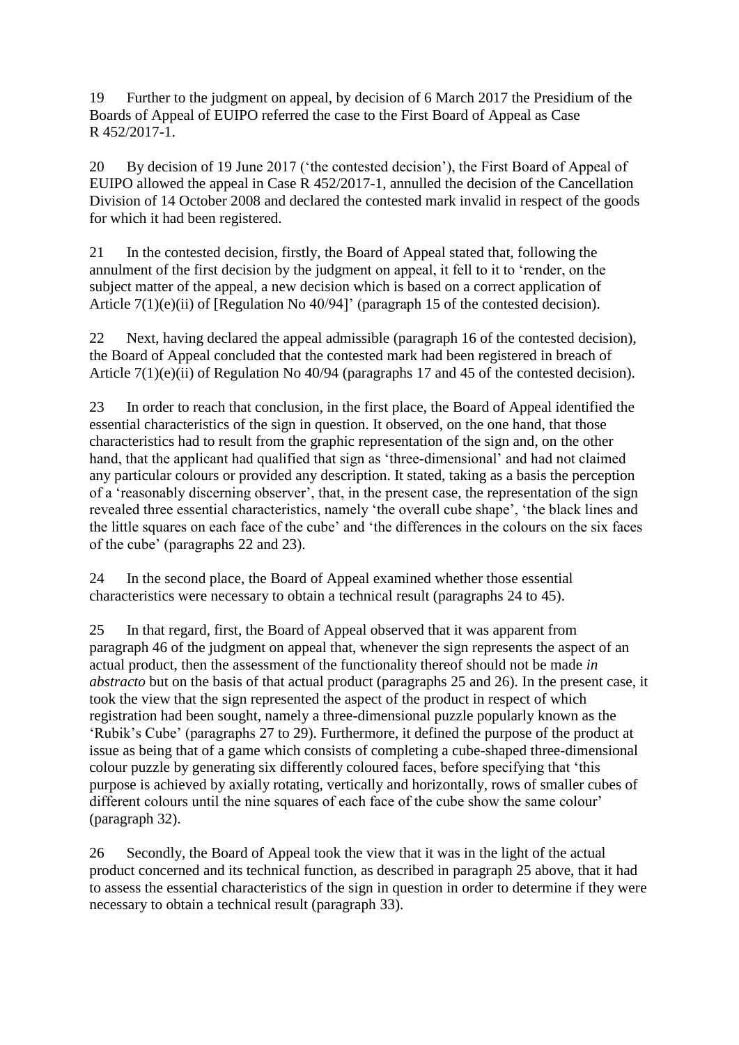19 Further to the judgment on appeal, by decision of 6 March 2017 the Presidium of the Boards of Appeal of EUIPO referred the case to the First Board of Appeal as Case R 452/2017-1.

20 By decision of 19 June 2017 ('the contested decision'), the First Board of Appeal of EUIPO allowed the appeal in Case R 452/2017-1, annulled the decision of the Cancellation Division of 14 October 2008 and declared the contested mark invalid in respect of the goods for which it had been registered.

21 In the contested decision, firstly, the Board of Appeal stated that, following the annulment of the first decision by the judgment on appeal, it fell to it to 'render, on the subject matter of the appeal, a new decision which is based on a correct application of Article 7(1)(e)(ii) of [Regulation No 40/94]' (paragraph 15 of the contested decision).

22 Next, having declared the appeal admissible (paragraph 16 of the contested decision), the Board of Appeal concluded that the contested mark had been registered in breach of Article 7(1)(e)(ii) of Regulation No 40/94 (paragraphs 17 and 45 of the contested decision).

23 In order to reach that conclusion, in the first place, the Board of Appeal identified the essential characteristics of the sign in question. It observed, on the one hand, that those characteristics had to result from the graphic representation of the sign and, on the other hand, that the applicant had qualified that sign as 'three-dimensional' and had not claimed any particular colours or provided any description. It stated, taking as a basis the perception of a 'reasonably discerning observer', that, in the present case, the representation of the sign revealed three essential characteristics, namely 'the overall cube shape', 'the black lines and the little squares on each face of the cube' and 'the differences in the colours on the six faces of the cube' (paragraphs 22 and 23).

24 In the second place, the Board of Appeal examined whether those essential characteristics were necessary to obtain a technical result (paragraphs 24 to 45).

25 In that regard, first, the Board of Appeal observed that it was apparent from paragraph 46 of the judgment on appeal that, whenever the sign represents the aspect of an actual product, then the assessment of the functionality thereof should not be made *in abstracto* but on the basis of that actual product (paragraphs 25 and 26). In the present case, it took the view that the sign represented the aspect of the product in respect of which registration had been sought, namely a three-dimensional puzzle popularly known as the 'Rubik's Cube' (paragraphs 27 to 29). Furthermore, it defined the purpose of the product at issue as being that of a game which consists of completing a cube-shaped three-dimensional colour puzzle by generating six differently coloured faces, before specifying that 'this purpose is achieved by axially rotating, vertically and horizontally, rows of smaller cubes of different colours until the nine squares of each face of the cube show the same colour' (paragraph 32).

26 Secondly, the Board of Appeal took the view that it was in the light of the actual product concerned and its technical function, as described in paragraph 25 above, that it had to assess the essential characteristics of the sign in question in order to determine if they were necessary to obtain a technical result (paragraph 33).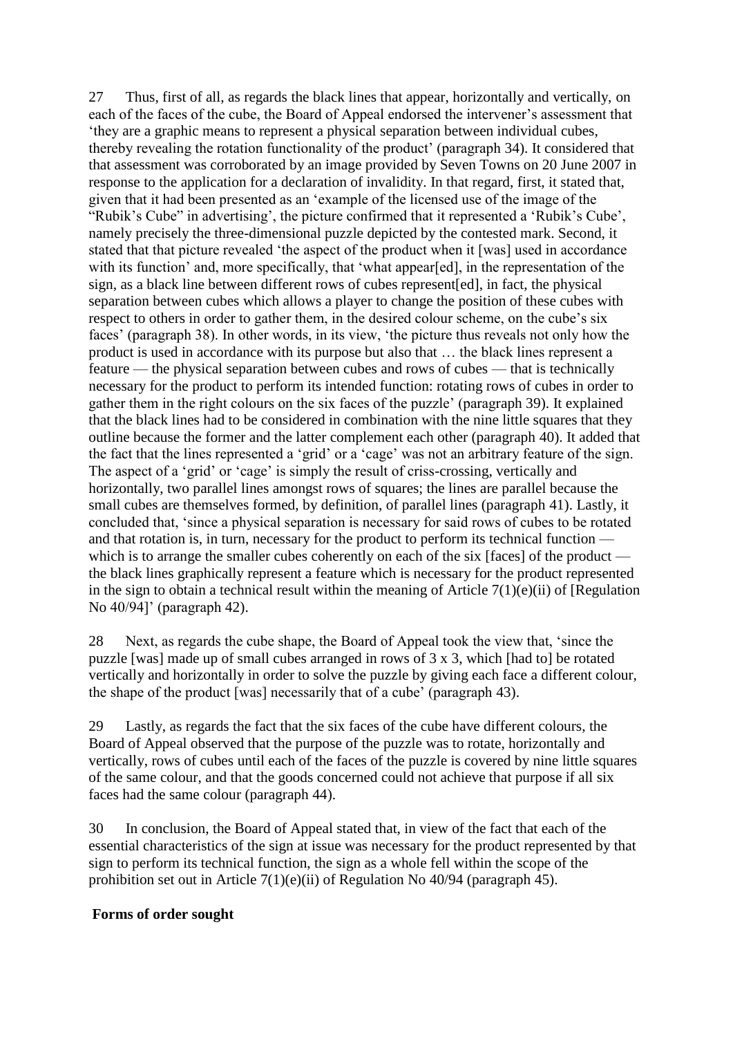27 Thus, first of all, as regards the black lines that appear, horizontally and vertically, on each of the faces of the cube, the Board of Appeal endorsed the intervener's assessment that 'they are a graphic means to represent a physical separation between individual cubes, thereby revealing the rotation functionality of the product' (paragraph 34). It considered that that assessment was corroborated by an image provided by Seven Towns on 20 June 2007 in response to the application for a declaration of invalidity. In that regard, first, it stated that, given that it had been presented as an 'example of the licensed use of the image of the "Rubik's Cube" in advertising', the picture confirmed that it represented a 'Rubik's Cube', namely precisely the three-dimensional puzzle depicted by the contested mark. Second, it stated that that picture revealed 'the aspect of the product when it [was] used in accordance with its function' and, more specifically, that 'what appear[ed], in the representation of the sign, as a black line between different rows of cubes represent[ed], in fact, the physical separation between cubes which allows a player to change the position of these cubes with respect to others in order to gather them, in the desired colour scheme, on the cube's six faces' (paragraph 38). In other words, in its view, 'the picture thus reveals not only how the product is used in accordance with its purpose but also that … the black lines represent a feature — the physical separation between cubes and rows of cubes — that is technically necessary for the product to perform its intended function: rotating rows of cubes in order to gather them in the right colours on the six faces of the puzzle' (paragraph 39). It explained that the black lines had to be considered in combination with the nine little squares that they outline because the former and the latter complement each other (paragraph 40). It added that the fact that the lines represented a 'grid' or a 'cage' was not an arbitrary feature of the sign. The aspect of a 'grid' or 'cage' is simply the result of criss-crossing, vertically and horizontally, two parallel lines amongst rows of squares; the lines are parallel because the small cubes are themselves formed, by definition, of parallel lines (paragraph 41). Lastly, it concluded that, 'since a physical separation is necessary for said rows of cubes to be rotated and that rotation is, in turn, necessary for the product to perform its technical function — which is to arrange the smaller cubes coherently on each of the six [faces] of the product — the black lines graphically represent a feature which is necessary for the product represented in the sign to obtain a technical result within the meaning of Article 7(1)(e)(ii) of [Regulation No 40/94]' (paragraph 42).

28 Next, as regards the cube shape, the Board of Appeal took the view that, 'since the puzzle [was] made up of small cubes arranged in rows of 3 x 3, which [had to] be rotated vertically and horizontally in order to solve the puzzle by giving each face a different colour, the shape of the product [was] necessarily that of a cube' (paragraph 43).

29 Lastly, as regards the fact that the six faces of the cube have different colours, the Board of Appeal observed that the purpose of the puzzle was to rotate, horizontally and vertically, rows of cubes until each of the faces of the puzzle is covered by nine little squares of the same colour, and that the goods concerned could not achieve that purpose if all six faces had the same colour (paragraph 44).

30 In conclusion, the Board of Appeal stated that, in view of the fact that each of the essential characteristics of the sign at issue was necessary for the product represented by that sign to perform its technical function, the sign as a whole fell within the scope of the prohibition set out in Article 7(1)(e)(ii) of Regulation No 40/94 (paragraph 45).

**Forms of order sought**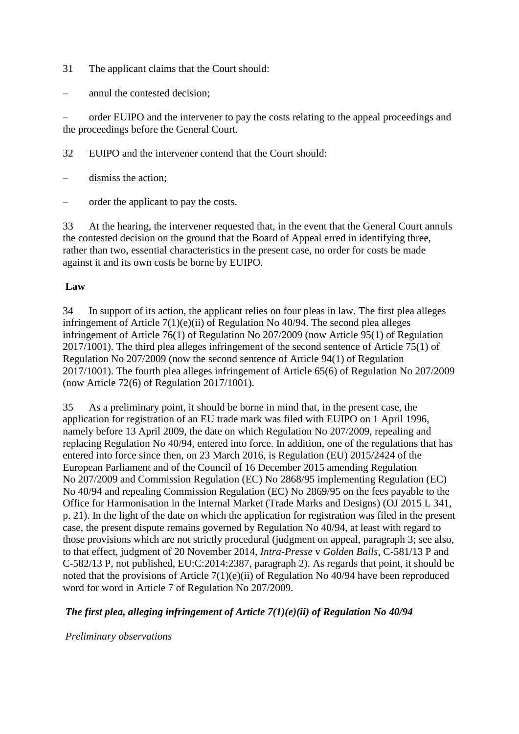31 The applicant claims that the Court should:

– annul the contested decision;

– order EUIPO and the intervener to pay the costs relating to the appeal proceedings and the proceedings before the General Court.

32 EUIPO and the intervener contend that the Court should:

– dismiss the action;

– order the applicant to pay the costs.

33 At the hearing, the intervener requested that, in the event that the General Court annuls the contested decision on the ground that the Board of Appeal erred in identifying three, rather than two, essential characteristics in the present case, no order for costs be made against it and its own costs be borne by EUIPO.

**Law**

34 In support of its action, the applicant relies on four pleas in law. The first plea alleges infringement of Article 7(1)(e)(ii) of Regulation No 40/94. The second plea alleges infringement of Article 76(1) of Regulation No 207/2009 (now Article 95(1) of Regulation 2017/1001). The third plea alleges infringement of the second sentence of Article 75(1) of Regulation No 207/2009 (now the second sentence of Article 94(1) of Regulation 2017/1001). The fourth plea alleges infringement of Article 65(6) of Regulation No 207/2009 (now Article 72(6) of Regulation 2017/1001).

35 As a preliminary point, it should be borne in mind that, in the present case, the application for registration of an EU trade mark was filed with EUIPO on 1 April 1996, namely before 13 April 2009, the date on which Regulation No 207/2009, repealing and replacing Regulation No 40/94, entered into force. In addition, one of the regulations that has entered into force since then, on 23 March 2016, is Regulation (EU) 2015/2424 of the European Parliament and of the Council of 16 December 2015 amending Regulation No 207/2009 and Commission Regulation (EC) No 2868/95 implementing Regulation (EC) No 40/94 and repealing Commission Regulation (EC) No 2869/95 on the fees payable to the Office for Harmonisation in the Internal Market (Trade Marks and Designs) (OJ 2015 L 341, p. 21). In the light of the date on which the application for registration was filed in the present case, the present dispute remains governed by Regulation No 40/94, at least with regard to those provisions which are not strictly procedural (judgment on appeal, paragraph 3; see also, to that effect, judgment of 20 November 2014, *Intra-Presse* v *Golden Balls*, C-581/13 P and C-582/13 P, not published, EU:C:2014:2387, paragraph 2). As regards that point, it should be noted that the provisions of Article 7(1)(e)(ii) of Regulation No 40/94 have been reproduced word for word in Article 7 of Regulation No 207/2009.

***The first plea, alleging infringement of Article 7(1)(e)(ii) of Regulation No 40/94***

*Preliminary observations*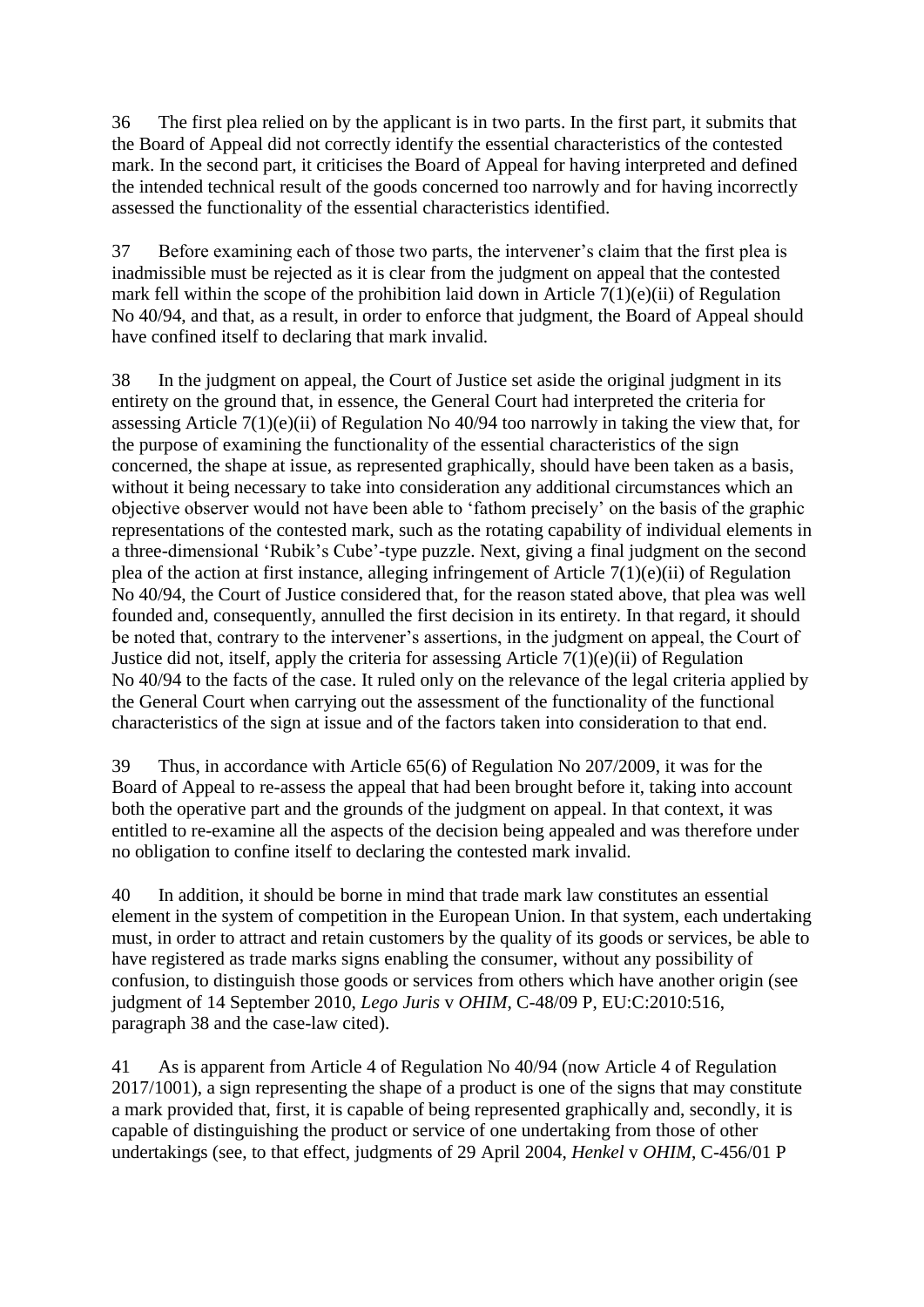36 The first plea relied on by the applicant is in two parts. In the first part, it submits that the Board of Appeal did not correctly identify the essential characteristics of the contested mark. In the second part, it criticises the Board of Appeal for having interpreted and defined the intended technical result of the goods concerned too narrowly and for having incorrectly assessed the functionality of the essential characteristics identified.

37 Before examining each of those two parts, the intervener's claim that the first plea is inadmissible must be rejected as it is clear from the judgment on appeal that the contested mark fell within the scope of the prohibition laid down in Article 7(1)(e)(ii) of Regulation No 40/94, and that, as a result, in order to enforce that judgment, the Board of Appeal should have confined itself to declaring that mark invalid.

38 In the judgment on appeal, the Court of Justice set aside the original judgment in its entirety on the ground that, in essence, the General Court had interpreted the criteria for assessing Article 7(1)(e)(ii) of Regulation No 40/94 too narrowly in taking the view that, for the purpose of examining the functionality of the essential characteristics of the sign concerned, the shape at issue, as represented graphically, should have been taken as a basis, without it being necessary to take into consideration any additional circumstances which an objective observer would not have been able to 'fathom precisely' on the basis of the graphic representations of the contested mark, such as the rotating capability of individual elements in a three-dimensional 'Rubik's Cube'-type puzzle. Next, giving a final judgment on the second plea of the action at first instance, alleging infringement of Article 7(1)(e)(ii) of Regulation No 40/94, the Court of Justice considered that, for the reason stated above, that plea was well founded and, consequently, annulled the first decision in its entirety. In that regard, it should be noted that, contrary to the intervener's assertions, in the judgment on appeal, the Court of Justice did not, itself, apply the criteria for assessing Article 7(1)(e)(ii) of Regulation No 40/94 to the facts of the case. It ruled only on the relevance of the legal criteria applied by the General Court when carrying out the assessment of the functionality of the functional characteristics of the sign at issue and of the factors taken into consideration to that end.

39 Thus, in accordance with Article 65(6) of Regulation No 207/2009, it was for the Board of Appeal to re-assess the appeal that had been brought before it, taking into account both the operative part and the grounds of the judgment on appeal. In that context, it was entitled to re-examine all the aspects of the decision being appealed and was therefore under no obligation to confine itself to declaring the contested mark invalid.

40 In addition, it should be borne in mind that trade mark law constitutes an essential element in the system of competition in the European Union. In that system, each undertaking must, in order to attract and retain customers by the quality of its goods or services, be able to have registered as trade marks signs enabling the consumer, without any possibility of confusion, to distinguish those goods or services from others which have another origin (see judgment of 14 September 2010, *Lego Juris* v *OHIM*, C-48/09 P, EU:C:2010:516, paragraph 38 and the case-law cited).

41 As is apparent from Article 4 of Regulation No 40/94 (now Article 4 of Regulation 2017/1001), a sign representing the shape of a product is one of the signs that may constitute a mark provided that, first, it is capable of being represented graphically and, secondly, it is capable of distinguishing the product or service of one undertaking from those of other undertakings (see, to that effect, judgments of 29 April 2004, *Henkel* v *OHIM*, C-456/01 P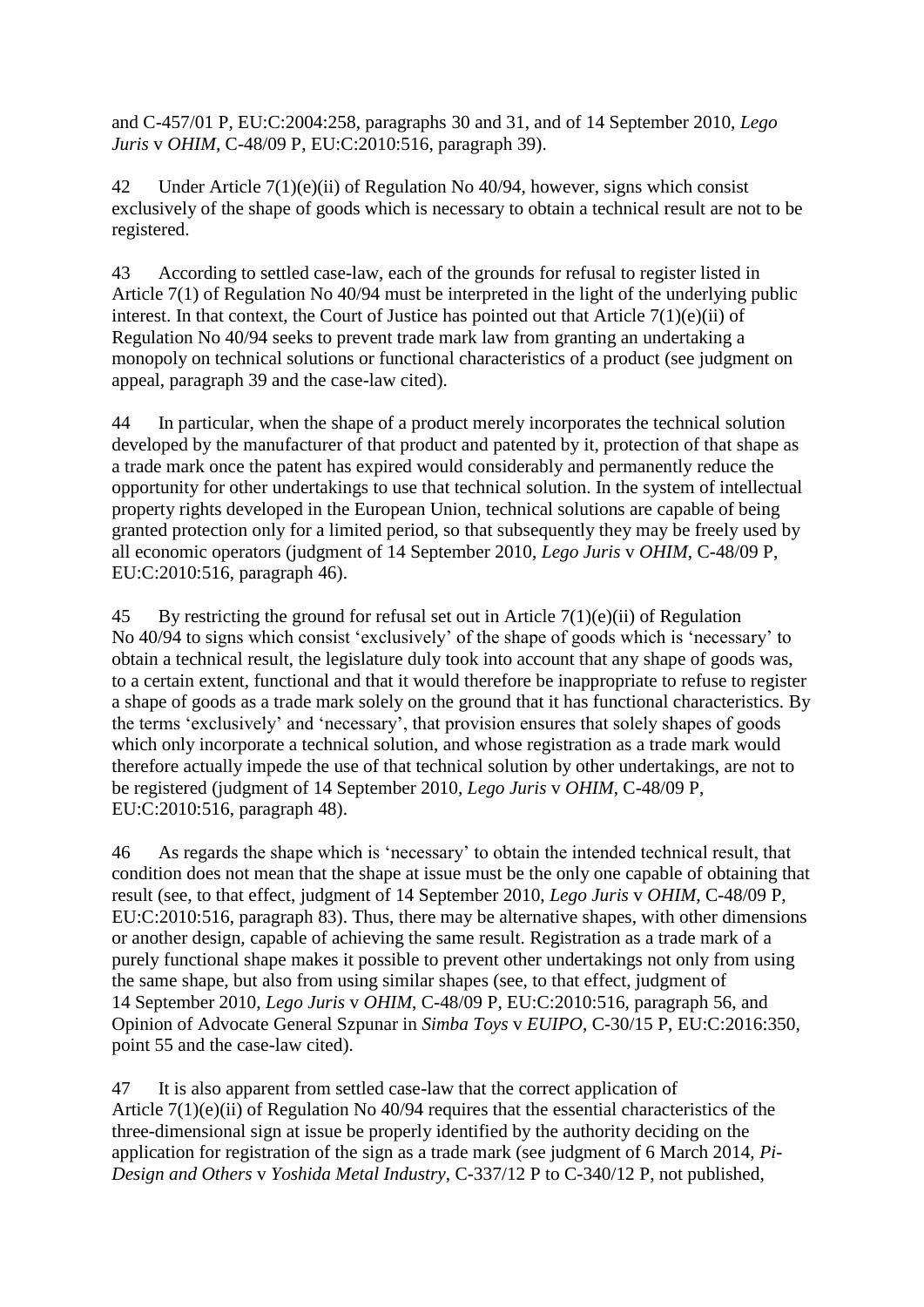and C-457/01 P, EU:C:2004:258, paragraphs 30 and 31, and of 14 September 2010, *Lego Juris* v *OHIM*, C-48/09 P, EU:C:2010:516, paragraph 39).

42 Under Article 7(1)(e)(ii) of Regulation No 40/94, however, signs which consist exclusively of the shape of goods which is necessary to obtain a technical result are not to be registered.

43 According to settled case-law, each of the grounds for refusal to register listed in Article 7(1) of Regulation No 40/94 must be interpreted in the light of the underlying public interest. In that context, the Court of Justice has pointed out that Article 7(1)(e)(ii) of Regulation No 40/94 seeks to prevent trade mark law from granting an undertaking a monopoly on technical solutions or functional characteristics of a product (see judgment on appeal, paragraph 39 and the case-law cited).

44 In particular, when the shape of a product merely incorporates the technical solution developed by the manufacturer of that product and patented by it, protection of that shape as a trade mark once the patent has expired would considerably and permanently reduce the opportunity for other undertakings to use that technical solution. In the system of intellectual property rights developed in the European Union, technical solutions are capable of being granted protection only for a limited period, so that subsequently they may be freely used by all economic operators (judgment of 14 September 2010, *Lego Juris* v *OHIM*, C-48/09 P, EU:C:2010:516, paragraph 46).

45 By restricting the ground for refusal set out in Article 7(1)(e)(ii) of Regulation No 40/94 to signs which consist 'exclusively' of the shape of goods which is 'necessary' to obtain a technical result, the legislature duly took into account that any shape of goods was, to a certain extent, functional and that it would therefore be inappropriate to refuse to register a shape of goods as a trade mark solely on the ground that it has functional characteristics. By the terms 'exclusively' and 'necessary', that provision ensures that solely shapes of goods which only incorporate a technical solution, and whose registration as a trade mark would therefore actually impede the use of that technical solution by other undertakings, are not to be registered (judgment of 14 September 2010, *Lego Juris* v *OHIM*, C-48/09 P, EU:C:2010:516, paragraph 48).

46 As regards the shape which is 'necessary' to obtain the intended technical result, that condition does not mean that the shape at issue must be the only one capable of obtaining that result (see, to that effect, judgment of 14 September 2010, *Lego Juris* v *OHIM*, C-48/09 P, EU:C:2010:516, paragraph 83). Thus, there may be alternative shapes, with other dimensions or another design, capable of achieving the same result. Registration as a trade mark of a purely functional shape makes it possible to prevent other undertakings not only from using the same shape, but also from using similar shapes (see, to that effect, judgment of 14 September 2010, *Lego Juris* v *OHIM*, C-48/09 P, EU:C:2010:516, paragraph 56, and Opinion of Advocate General Szpunar in *Simba Toys* v *EUIPO*, C-30/15 P, EU:C:2016:350, point 55 and the case-law cited).

47 It is also apparent from settled case-law that the correct application of Article 7(1)(e)(ii) of Regulation No 40/94 requires that the essential characteristics of the three-dimensional sign at issue be properly identified by the authority deciding on the application for registration of the sign as a trade mark (see judgment of 6 March 2014, *Pi-Design and Others* v *Yoshida Metal Industry*, C-337/12 P to C-340/12 P, not published,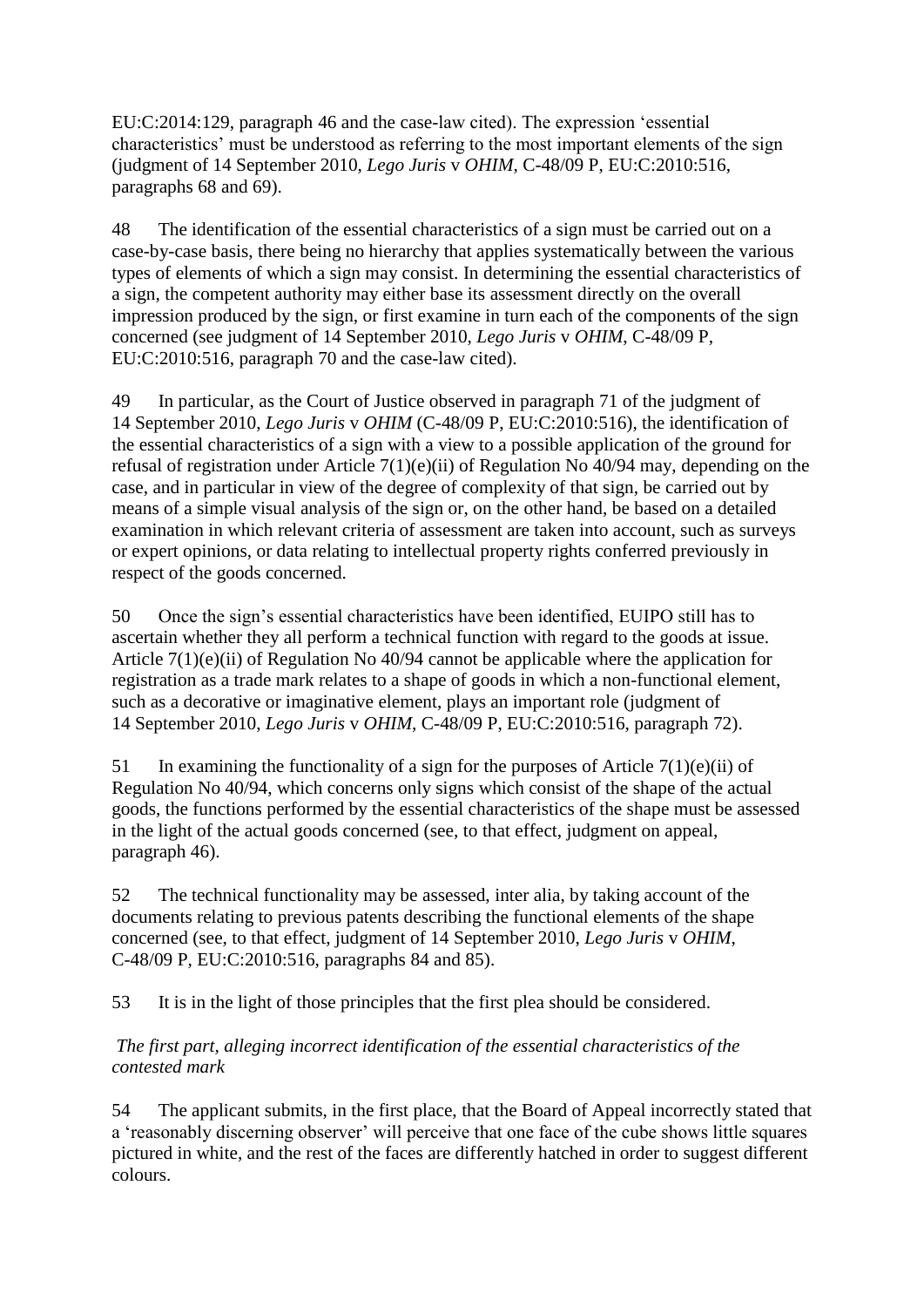EU:C:2014:129, paragraph 46 and the case-law cited). The expression 'essential characteristics' must be understood as referring to the most important elements of the sign (judgment of 14 September 2010, *Lego Juris* v *OHIM*, C-48/09 P, EU:C:2010:516, paragraphs 68 and 69).

48 The identification of the essential characteristics of a sign must be carried out on a case-by-case basis, there being no hierarchy that applies systematically between the various types of elements of which a sign may consist. In determining the essential characteristics of a sign, the competent authority may either base its assessment directly on the overall impression produced by the sign, or first examine in turn each of the components of the sign concerned (see judgment of 14 September 2010, *Lego Juris* v *OHIM*, C-48/09 P, EU:C:2010:516, paragraph 70 and the case-law cited).

49 In particular, as the Court of Justice observed in paragraph 71 of the judgment of 14 September 2010, *Lego Juris* v *OHIM* (C-48/09 P, EU:C:2010:516), the identification of the essential characteristics of a sign with a view to a possible application of the ground for refusal of registration under Article 7(1)(e)(ii) of Regulation No 40/94 may, depending on the case, and in particular in view of the degree of complexity of that sign, be carried out by means of a simple visual analysis of the sign or, on the other hand, be based on a detailed examination in which relevant criteria of assessment are taken into account, such as surveys or expert opinions, or data relating to intellectual property rights conferred previously in respect of the goods concerned.

50 Once the sign's essential characteristics have been identified, EUIPO still has to ascertain whether they all perform a technical function with regard to the goods at issue. Article 7(1)(e)(ii) of Regulation No 40/94 cannot be applicable where the application for registration as a trade mark relates to a shape of goods in which a non-functional element, such as a decorative or imaginative element, plays an important role (judgment of 14 September 2010, *Lego Juris* v *OHIM*, C-48/09 P, EU:C:2010:516, paragraph 72).

51 In examining the functionality of a sign for the purposes of Article 7(1)(e)(ii) of Regulation No 40/94, which concerns only signs which consist of the shape of the actual goods, the functions performed by the essential characteristics of the shape must be assessed in the light of the actual goods concerned (see, to that effect, judgment on appeal, paragraph 46).

52 The technical functionality may be assessed, inter alia, by taking account of the documents relating to previous patents describing the functional elements of the shape concerned (see, to that effect, judgment of 14 September 2010, *Lego Juris* v *OHIM*, C-48/09 P, EU:C:2010:516, paragraphs 84 and 85).

53 It is in the light of those principles that the first plea should be considered.

*The first part, alleging incorrect identification of the essential characteristics of the contested mark*

54 The applicant submits, in the first place, that the Board of Appeal incorrectly stated that a 'reasonably discerning observer' will perceive that one face of the cube shows little squares pictured in white, and the rest of the faces are differently hatched in order to suggest different colours.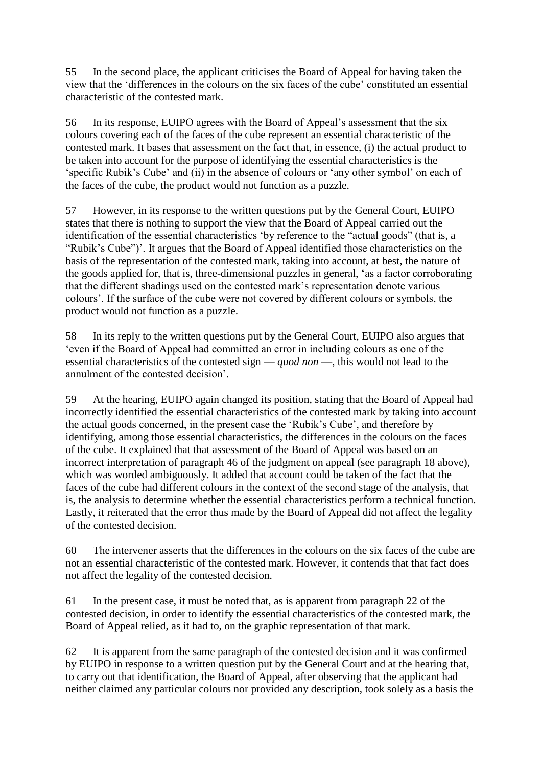55 In the second place, the applicant criticises the Board of Appeal for having taken the view that the 'differences in the colours on the six faces of the cube' constituted an essential characteristic of the contested mark.

56 In its response, EUIPO agrees with the Board of Appeal's assessment that the six colours covering each of the faces of the cube represent an essential characteristic of the contested mark. It bases that assessment on the fact that, in essence, (i) the actual product to be taken into account for the purpose of identifying the essential characteristics is the 'specific Rubik's Cube' and (ii) in the absence of colours or 'any other symbol' on each of the faces of the cube, the product would not function as a puzzle.

57 However, in its response to the written questions put by the General Court, EUIPO states that there is nothing to support the view that the Board of Appeal carried out the identification of the essential characteristics 'by reference to the "actual goods" (that is, a "Rubik's Cube")'. It argues that the Board of Appeal identified those characteristics on the basis of the representation of the contested mark, taking into account, at best, the nature of the goods applied for, that is, three-dimensional puzzles in general, 'as a factor corroborating that the different shadings used on the contested mark's representation denote various colours'. If the surface of the cube were not covered by different colours or symbols, the product would not function as a puzzle.

58 In its reply to the written questions put by the General Court, EUIPO also argues that 'even if the Board of Appeal had committed an error in including colours as one of the essential characteristics of the contested sign — *quod non* —, this would not lead to the annulment of the contested decision'.

59 At the hearing, EUIPO again changed its position, stating that the Board of Appeal had incorrectly identified the essential characteristics of the contested mark by taking into account the actual goods concerned, in the present case the 'Rubik's Cube', and therefore by identifying, among those essential characteristics, the differences in the colours on the faces of the cube. It explained that that assessment of the Board of Appeal was based on an incorrect interpretation of paragraph 46 of the judgment on appeal (see paragraph 18 above), which was worded ambiguously. It added that account could be taken of the fact that the faces of the cube had different colours in the context of the second stage of the analysis, that is, the analysis to determine whether the essential characteristics perform a technical function. Lastly, it reiterated that the error thus made by the Board of Appeal did not affect the legality of the contested decision.

60 The intervener asserts that the differences in the colours on the six faces of the cube are not an essential characteristic of the contested mark. However, it contends that that fact does not affect the legality of the contested decision.

61 In the present case, it must be noted that, as is apparent from paragraph 22 of the contested decision, in order to identify the essential characteristics of the contested mark, the Board of Appeal relied, as it had to, on the graphic representation of that mark.

62 It is apparent from the same paragraph of the contested decision and it was confirmed by EUIPO in response to a written question put by the General Court and at the hearing that, to carry out that identification, the Board of Appeal, after observing that the applicant had neither claimed any particular colours nor provided any description, took solely as a basis the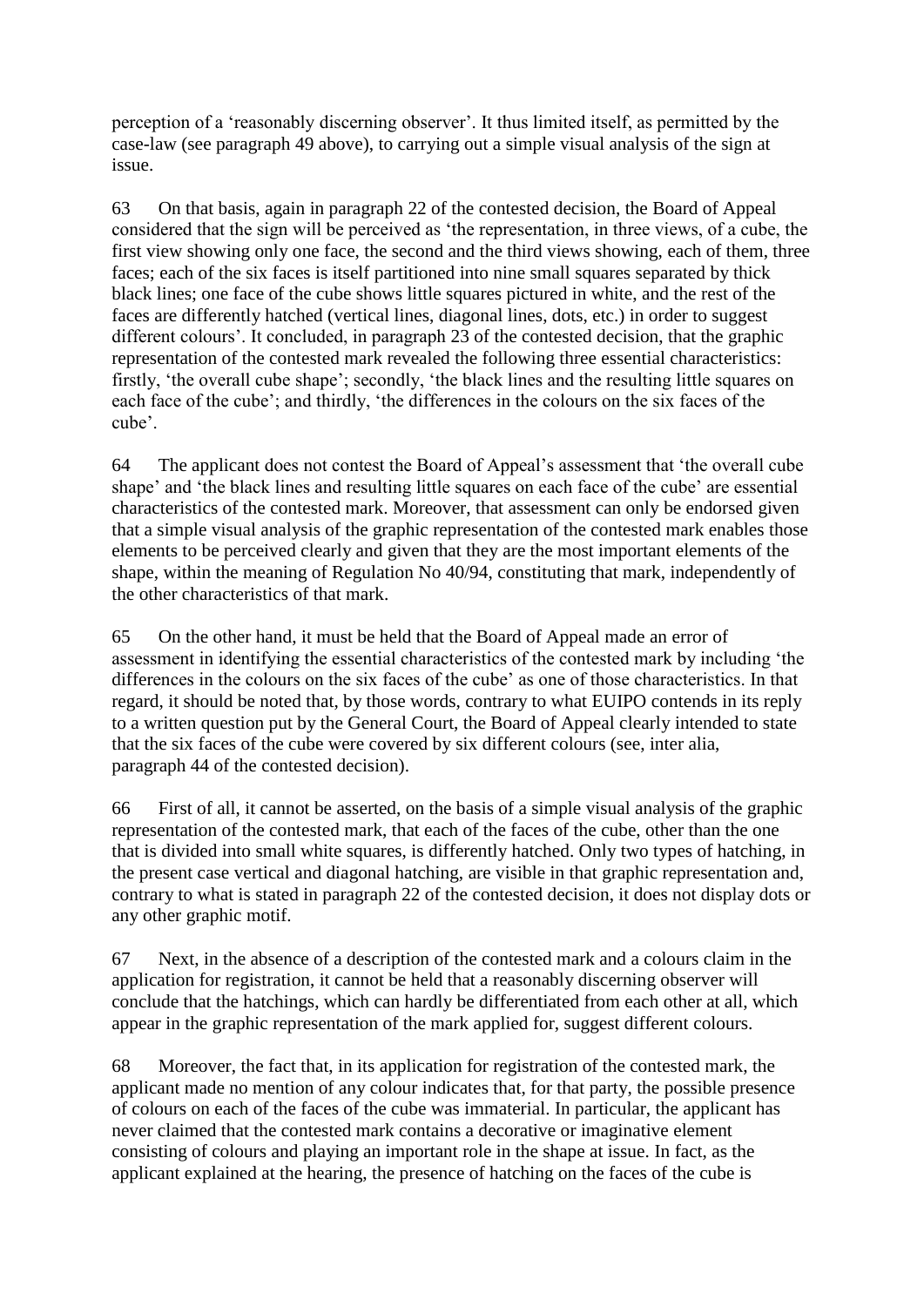perception of a 'reasonably discerning observer'. It thus limited itself, as permitted by the case-law (see paragraph 49 above), to carrying out a simple visual analysis of the sign at issue.

63 On that basis, again in paragraph 22 of the contested decision, the Board of Appeal considered that the sign will be perceived as 'the representation, in three views, of a cube, the first view showing only one face, the second and the third views showing, each of them, three faces; each of the six faces is itself partitioned into nine small squares separated by thick black lines; one face of the cube shows little squares pictured in white, and the rest of the faces are differently hatched (vertical lines, diagonal lines, dots, etc.) in order to suggest different colours'. It concluded, in paragraph 23 of the contested decision, that the graphic representation of the contested mark revealed the following three essential characteristics: firstly, 'the overall cube shape'; secondly, 'the black lines and the resulting little squares on each face of the cube'; and thirdly, 'the differences in the colours on the six faces of the cube'.

64 The applicant does not contest the Board of Appeal's assessment that 'the overall cube shape' and 'the black lines and resulting little squares on each face of the cube' are essential characteristics of the contested mark. Moreover, that assessment can only be endorsed given that a simple visual analysis of the graphic representation of the contested mark enables those elements to be perceived clearly and given that they are the most important elements of the shape, within the meaning of Regulation No 40/94, constituting that mark, independently of the other characteristics of that mark.

65 On the other hand, it must be held that the Board of Appeal made an error of assessment in identifying the essential characteristics of the contested mark by including 'the differences in the colours on the six faces of the cube' as one of those characteristics. In that regard, it should be noted that, by those words, contrary to what EUIPO contends in its reply to a written question put by the General Court, the Board of Appeal clearly intended to state that the six faces of the cube were covered by six different colours (see, inter alia, paragraph 44 of the contested decision).

66 First of all, it cannot be asserted, on the basis of a simple visual analysis of the graphic representation of the contested mark, that each of the faces of the cube, other than the one that is divided into small white squares, is differently hatched. Only two types of hatching, in the present case vertical and diagonal hatching, are visible in that graphic representation and, contrary to what is stated in paragraph 22 of the contested decision, it does not display dots or any other graphic motif.

67 Next, in the absence of a description of the contested mark and a colours claim in the application for registration, it cannot be held that a reasonably discerning observer will conclude that the hatchings, which can hardly be differentiated from each other at all, which appear in the graphic representation of the mark applied for, suggest different colours.

68 Moreover, the fact that, in its application for registration of the contested mark, the applicant made no mention of any colour indicates that, for that party, the possible presence of colours on each of the faces of the cube was immaterial. In particular, the applicant has never claimed that the contested mark contains a decorative or imaginative element consisting of colours and playing an important role in the shape at issue. In fact, as the applicant explained at the hearing, the presence of hatching on the faces of the cube is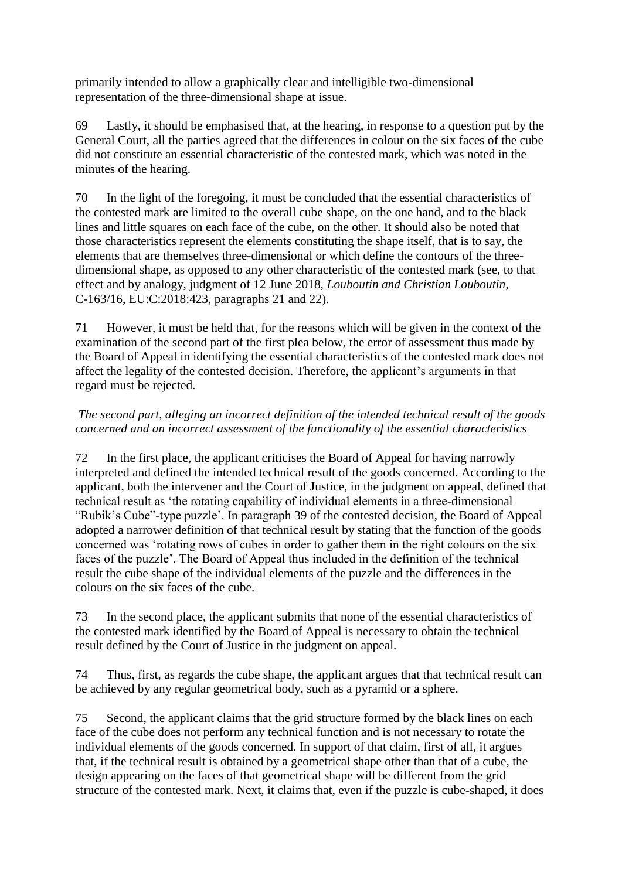primarily intended to allow a graphically clear and intelligible two-dimensional representation of the three-dimensional shape at issue.

69 Lastly, it should be emphasised that, at the hearing, in response to a question put by the General Court, all the parties agreed that the differences in colour on the six faces of the cube did not constitute an essential characteristic of the contested mark, which was noted in the minutes of the hearing.

70 In the light of the foregoing, it must be concluded that the essential characteristics of the contested mark are limited to the overall cube shape, on the one hand, and to the black lines and little squares on each face of the cube, on the other. It should also be noted that those characteristics represent the elements constituting the shape itself, that is to say, the elements that are themselves three-dimensional or which define the contours of the three-dimensional shape, as opposed to any other characteristic of the contested mark (see, to that effect and by analogy, judgment of 12 June 2018, *Louboutin and Christian Louboutin*, C-163/16, EU:C:2018:423, paragraphs 21 and 22).

71 However, it must be held that, for the reasons which will be given in the context of the examination of the second part of the first plea below, the error of assessment thus made by the Board of Appeal in identifying the essential characteristics of the contested mark does not affect the legality of the contested decision. Therefore, the applicant's arguments in that regard must be rejected.

*The second part, alleging an incorrect definition of the intended technical result of the goods concerned and an incorrect assessment of the functionality of the essential characteristics*

72 In the first place, the applicant criticises the Board of Appeal for having narrowly interpreted and defined the intended technical result of the goods concerned. According to the applicant, both the intervener and the Court of Justice, in the judgment on appeal, defined that technical result as 'the rotating capability of individual elements in a three-dimensional "Rubik's Cube"-type puzzle'. In paragraph 39 of the contested decision, the Board of Appeal adopted a narrower definition of that technical result by stating that the function of the goods concerned was 'rotating rows of cubes in order to gather them in the right colours on the six faces of the puzzle'. The Board of Appeal thus included in the definition of the technical result the cube shape of the individual elements of the puzzle and the differences in the colours on the six faces of the cube.

73 In the second place, the applicant submits that none of the essential characteristics of the contested mark identified by the Board of Appeal is necessary to obtain the technical result defined by the Court of Justice in the judgment on appeal.

74 Thus, first, as regards the cube shape, the applicant argues that that technical result can be achieved by any regular geometrical body, such as a pyramid or a sphere.

75 Second, the applicant claims that the grid structure formed by the black lines on each face of the cube does not perform any technical function and is not necessary to rotate the individual elements of the goods concerned. In support of that claim, first of all, it argues that, if the technical result is obtained by a geometrical shape other than that of a cube, the design appearing on the faces of that geometrical shape will be different from the grid structure of the contested mark. Next, it claims that, even if the puzzle is cube-shaped, it does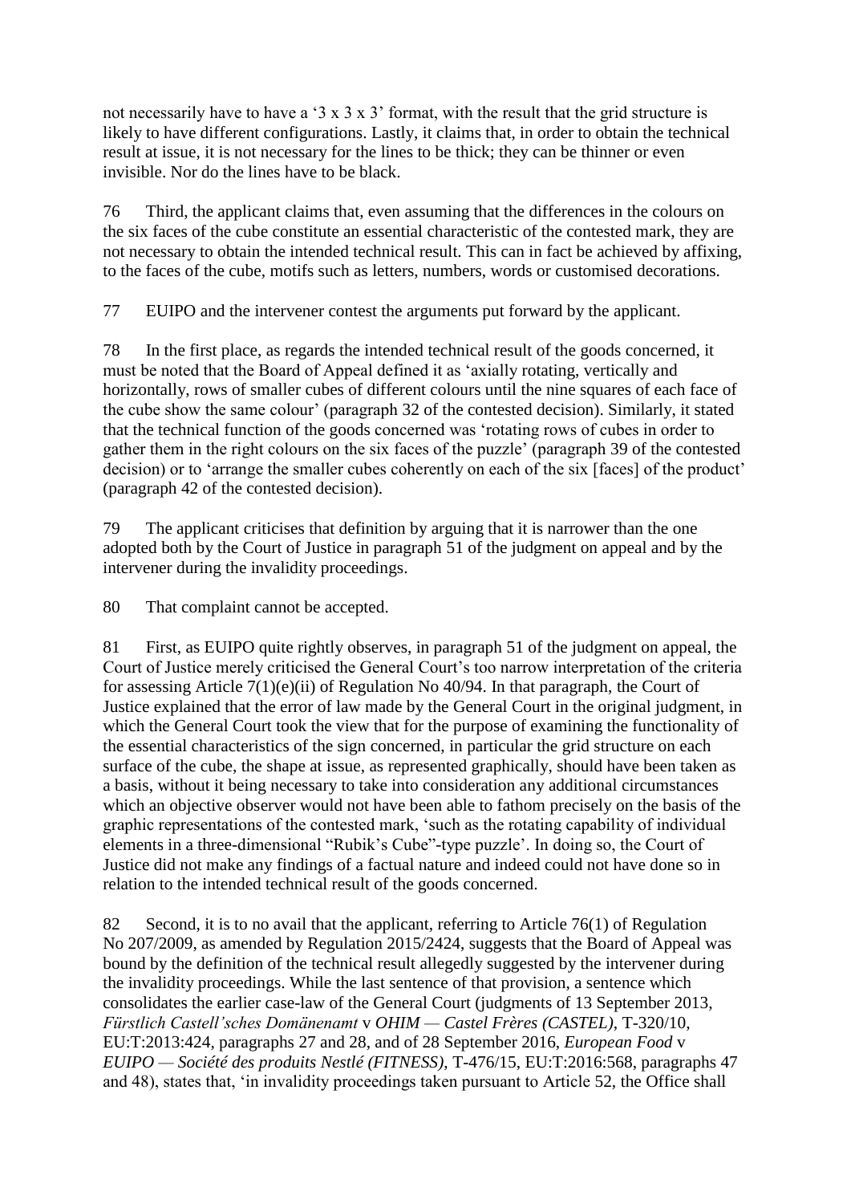not necessarily have to have a '3 x 3 x 3' format, with the result that the grid structure is likely to have different configurations. Lastly, it claims that, in order to obtain the technical result at issue, it is not necessary for the lines to be thick; they can be thinner or even invisible. Nor do the lines have to be black.

76 Third, the applicant claims that, even assuming that the differences in the colours on the six faces of the cube constitute an essential characteristic of the contested mark, they are not necessary to obtain the intended technical result. This can in fact be achieved by affixing, to the faces of the cube, motifs such as letters, numbers, words or customised decorations.

77 EUIPO and the intervener contest the arguments put forward by the applicant.

78 In the first place, as regards the intended technical result of the goods concerned, it must be noted that the Board of Appeal defined it as 'axially rotating, vertically and horizontally, rows of smaller cubes of different colours until the nine squares of each face of the cube show the same colour' (paragraph 32 of the contested decision). Similarly, it stated that the technical function of the goods concerned was 'rotating rows of cubes in order to gather them in the right colours on the six faces of the puzzle' (paragraph 39 of the contested decision) or to 'arrange the smaller cubes coherently on each of the six [faces] of the product' (paragraph 42 of the contested decision).

79 The applicant criticises that definition by arguing that it is narrower than the one adopted both by the Court of Justice in paragraph 51 of the judgment on appeal and by the intervener during the invalidity proceedings.

80 That complaint cannot be accepted.

81 First, as EUIPO quite rightly observes, in paragraph 51 of the judgment on appeal, the Court of Justice merely criticised the General Court's too narrow interpretation of the criteria for assessing Article 7(1)(e)(ii) of Regulation No 40/94. In that paragraph, the Court of Justice explained that the error of law made by the General Court in the original judgment, in which the General Court took the view that for the purpose of examining the functionality of the essential characteristics of the sign concerned, in particular the grid structure on each surface of the cube, the shape at issue, as represented graphically, should have been taken as a basis, without it being necessary to take into consideration any additional circumstances which an objective observer would not have been able to fathom precisely on the basis of the graphic representations of the contested mark, 'such as the rotating capability of individual elements in a three-dimensional "Rubik's Cube"-type puzzle'. In doing so, the Court of Justice did not make any findings of a factual nature and indeed could not have done so in relation to the intended technical result of the goods concerned.

82 Second, it is to no avail that the applicant, referring to Article 76(1) of Regulation No 207/2009, as amended by Regulation 2015/2424, suggests that the Board of Appeal was bound by the definition of the technical result allegedly suggested by the intervener during the invalidity proceedings. While the last sentence of that provision, a sentence which consolidates the earlier case-law of the General Court (judgments of 13 September 2013, *Fürstlich Castell'sches Domänenamt* v *OHIM — Castel Frères (CASTEL)*, T-320/10, EU:T:2013:424, paragraphs 27 and 28, and of 28 September 2016, *European Food* v *EUIPO — Société des produits Nestlé (FITNESS)*, T-476/15, EU:T:2016:568, paragraphs 47 and 48), states that, 'in invalidity proceedings taken pursuant to Article 52, the Office shall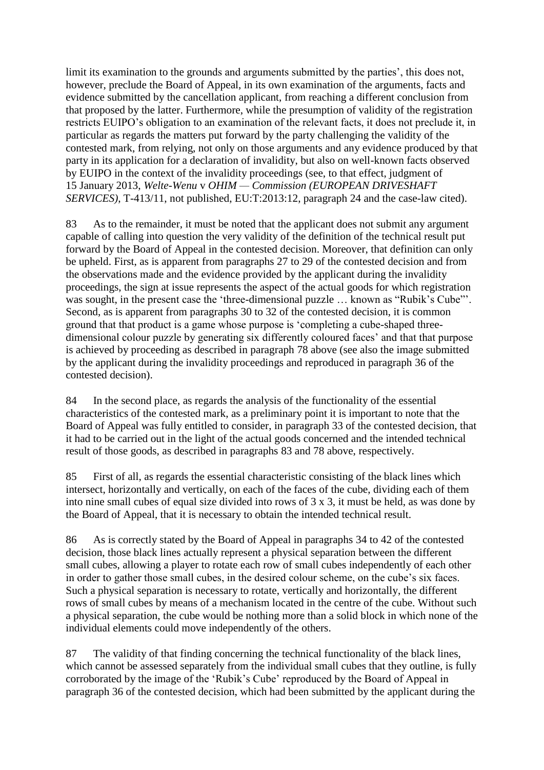limit its examination to the grounds and arguments submitted by the parties', this does not, however, preclude the Board of Appeal, in its own examination of the arguments, facts and evidence submitted by the cancellation applicant, from reaching a different conclusion from that proposed by the latter. Furthermore, while the presumption of validity of the registration restricts EUIPO's obligation to an examination of the relevant facts, it does not preclude it, in particular as regards the matters put forward by the party challenging the validity of the contested mark, from relying, not only on those arguments and any evidence produced by that party in its application for a declaration of invalidity, but also on well-known facts observed by EUIPO in the context of the invalidity proceedings (see, to that effect, judgment of 15 January 2013, *Welte-Wenu* v *OHIM — Commission (EUROPEAN DRIVESHAFT SERVICES)*, T-413/11, not published, EU:T:2013:12, paragraph 24 and the case-law cited).

83 As to the remainder, it must be noted that the applicant does not submit any argument capable of calling into question the very validity of the definition of the technical result put forward by the Board of Appeal in the contested decision. Moreover, that definition can only be upheld. First, as is apparent from paragraphs 27 to 29 of the contested decision and from the observations made and the evidence provided by the applicant during the invalidity proceedings, the sign at issue represents the aspect of the actual goods for which registration was sought, in the present case the 'three-dimensional puzzle … known as "Rubik's Cube"'. Second, as is apparent from paragraphs 30 to 32 of the contested decision, it is common ground that that product is a game whose purpose is 'completing a cube-shaped three-dimensional colour puzzle by generating six differently coloured faces' and that that purpose is achieved by proceeding as described in paragraph 78 above (see also the image submitted by the applicant during the invalidity proceedings and reproduced in paragraph 36 of the contested decision).

84 In the second place, as regards the analysis of the functionality of the essential characteristics of the contested mark, as a preliminary point it is important to note that the Board of Appeal was fully entitled to consider, in paragraph 33 of the contested decision, that it had to be carried out in the light of the actual goods concerned and the intended technical result of those goods, as described in paragraphs 83 and 78 above, respectively.

85 First of all, as regards the essential characteristic consisting of the black lines which intersect, horizontally and vertically, on each of the faces of the cube, dividing each of them into nine small cubes of equal size divided into rows of 3 x 3, it must be held, as was done by the Board of Appeal, that it is necessary to obtain the intended technical result.

86 As is correctly stated by the Board of Appeal in paragraphs 34 to 42 of the contested decision, those black lines actually represent a physical separation between the different small cubes, allowing a player to rotate each row of small cubes independently of each other in order to gather those small cubes, in the desired colour scheme, on the cube's six faces. Such a physical separation is necessary to rotate, vertically and horizontally, the different rows of small cubes by means of a mechanism located in the centre of the cube. Without such a physical separation, the cube would be nothing more than a solid block in which none of the individual elements could move independently of the others.

87 The validity of that finding concerning the technical functionality of the black lines, which cannot be assessed separately from the individual small cubes that they outline, is fully corroborated by the image of the 'Rubik's Cube' reproduced by the Board of Appeal in paragraph 36 of the contested decision, which had been submitted by the applicant during the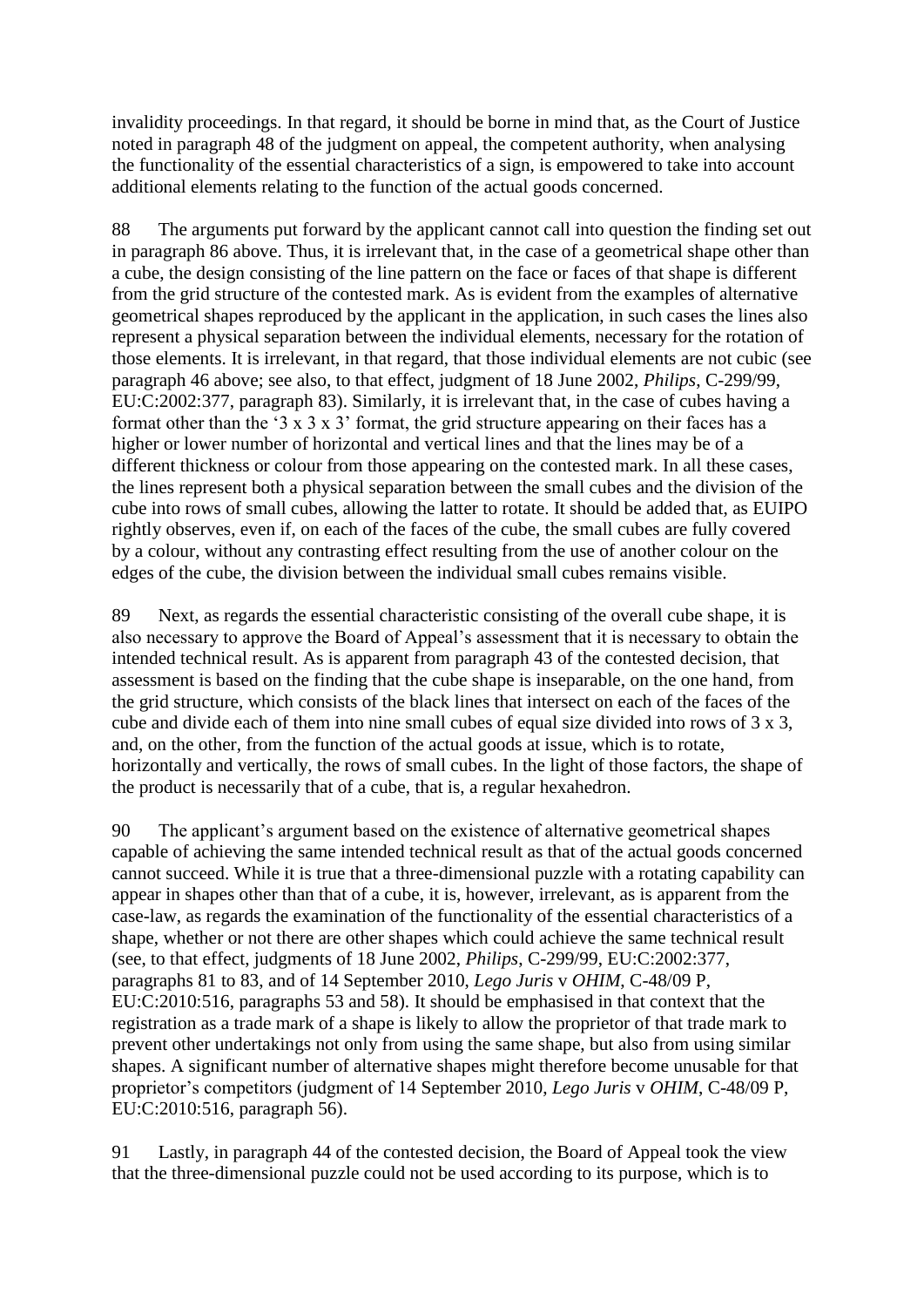invalidity proceedings. In that regard, it should be borne in mind that, as the Court of Justice noted in paragraph 48 of the judgment on appeal, the competent authority, when analysing the functionality of the essential characteristics of a sign, is empowered to take into account additional elements relating to the function of the actual goods concerned.

88 The arguments put forward by the applicant cannot call into question the finding set out in paragraph 86 above. Thus, it is irrelevant that, in the case of a geometrical shape other than a cube, the design consisting of the line pattern on the face or faces of that shape is different from the grid structure of the contested mark. As is evident from the examples of alternative geometrical shapes reproduced by the applicant in the application, in such cases the lines also represent a physical separation between the individual elements, necessary for the rotation of those elements. It is irrelevant, in that regard, that those individual elements are not cubic (see paragraph 46 above; see also, to that effect, judgment of 18 June 2002, *Philips*, C-299/99, EU:C:2002:377, paragraph 83). Similarly, it is irrelevant that, in the case of cubes having a format other than the '3 x 3 x 3' format, the grid structure appearing on their faces has a higher or lower number of horizontal and vertical lines and that the lines may be of a different thickness or colour from those appearing on the contested mark. In all these cases, the lines represent both a physical separation between the small cubes and the division of the cube into rows of small cubes, allowing the latter to rotate. It should be added that, as EUIPO rightly observes, even if, on each of the faces of the cube, the small cubes are fully covered by a colour, without any contrasting effect resulting from the use of another colour on the edges of the cube, the division between the individual small cubes remains visible.

89 Next, as regards the essential characteristic consisting of the overall cube shape, it is also necessary to approve the Board of Appeal's assessment that it is necessary to obtain the intended technical result. As is apparent from paragraph 43 of the contested decision, that assessment is based on the finding that the cube shape is inseparable, on the one hand, from the grid structure, which consists of the black lines that intersect on each of the faces of the cube and divide each of them into nine small cubes of equal size divided into rows of 3 x 3, and, on the other, from the function of the actual goods at issue, which is to rotate, horizontally and vertically, the rows of small cubes. In the light of those factors, the shape of the product is necessarily that of a cube, that is, a regular hexahedron.

90 The applicant's argument based on the existence of alternative geometrical shapes capable of achieving the same intended technical result as that of the actual goods concerned cannot succeed. While it is true that a three-dimensional puzzle with a rotating capability can appear in shapes other than that of a cube, it is, however, irrelevant, as is apparent from the case-law, as regards the examination of the functionality of the essential characteristics of a shape, whether or not there are other shapes which could achieve the same technical result (see, to that effect, judgments of 18 June 2002, *Philips*, C-299/99, EU:C:2002:377, paragraphs 81 to 83, and of 14 September 2010, *Lego Juris* v *OHIM*, C-48/09 P, EU:C:2010:516, paragraphs 53 and 58). It should be emphasised in that context that the registration as a trade mark of a shape is likely to allow the proprietor of that trade mark to prevent other undertakings not only from using the same shape, but also from using similar shapes. A significant number of alternative shapes might therefore become unusable for that proprietor's competitors (judgment of 14 September 2010, *Lego Juris* v *OHIM*, C-48/09 P, EU:C:2010:516, paragraph 56).

91 Lastly, in paragraph 44 of the contested decision, the Board of Appeal took the view that the three-dimensional puzzle could not be used according to its purpose, which is to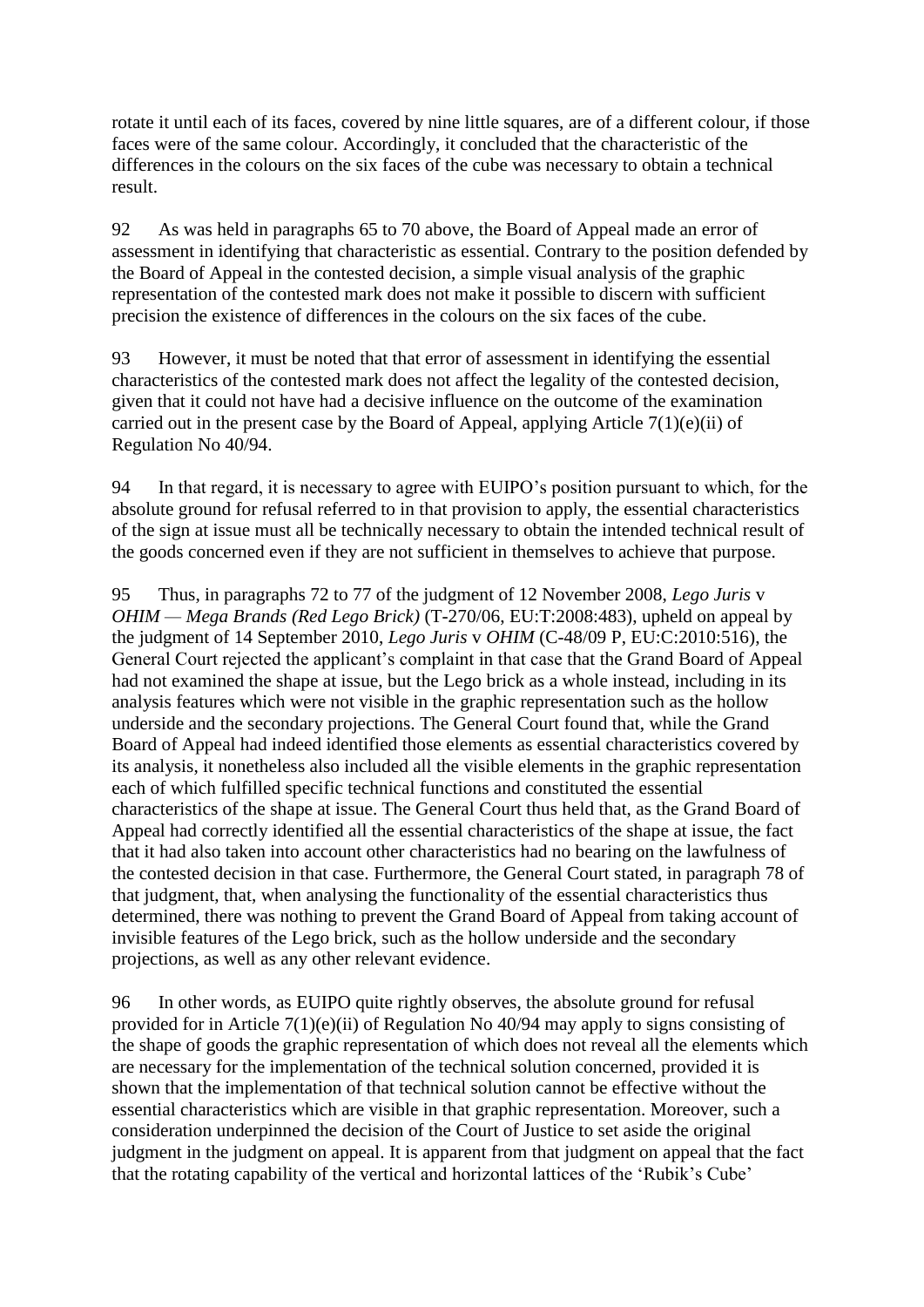rotate it until each of its faces, covered by nine little squares, are of a different colour, if those faces were of the same colour. Accordingly, it concluded that the characteristic of the differences in the colours on the six faces of the cube was necessary to obtain a technical result.

92 As was held in paragraphs 65 to 70 above, the Board of Appeal made an error of assessment in identifying that characteristic as essential. Contrary to the position defended by the Board of Appeal in the contested decision, a simple visual analysis of the graphic representation of the contested mark does not make it possible to discern with sufficient precision the existence of differences in the colours on the six faces of the cube.

93 However, it must be noted that that error of assessment in identifying the essential characteristics of the contested mark does not affect the legality of the contested decision, given that it could not have had a decisive influence on the outcome of the examination carried out in the present case by the Board of Appeal, applying Article 7(1)(e)(ii) of Regulation No 40/94.

94 In that regard, it is necessary to agree with EUIPO's position pursuant to which, for the absolute ground for refusal referred to in that provision to apply, the essential characteristics of the sign at issue must all be technically necessary to obtain the intended technical result of the goods concerned even if they are not sufficient in themselves to achieve that purpose.

95 Thus, in paragraphs 72 to 77 of the judgment of 12 November 2008, *Lego Juris* v *OHIM — Mega Brands (Red Lego Brick)* (T-270/06, EU:T:2008:483), upheld on appeal by the judgment of 14 September 2010, *Lego Juris* v *OHIM* (C-48/09 P, EU:C:2010:516), the General Court rejected the applicant's complaint in that case that the Grand Board of Appeal had not examined the shape at issue, but the Lego brick as a whole instead, including in its analysis features which were not visible in the graphic representation such as the hollow underside and the secondary projections. The General Court found that, while the Grand Board of Appeal had indeed identified those elements as essential characteristics covered by its analysis, it nonetheless also included all the visible elements in the graphic representation each of which fulfilled specific technical functions and constituted the essential characteristics of the shape at issue. The General Court thus held that, as the Grand Board of Appeal had correctly identified all the essential characteristics of the shape at issue, the fact that it had also taken into account other characteristics had no bearing on the lawfulness of the contested decision in that case. Furthermore, the General Court stated, in paragraph 78 of that judgment, that, when analysing the functionality of the essential characteristics thus determined, there was nothing to prevent the Grand Board of Appeal from taking account of invisible features of the Lego brick, such as the hollow underside and the secondary projections, as well as any other relevant evidence.

96 In other words, as EUIPO quite rightly observes, the absolute ground for refusal provided for in Article 7(1)(e)(ii) of Regulation No 40/94 may apply to signs consisting of the shape of goods the graphic representation of which does not reveal all the elements which are necessary for the implementation of the technical solution concerned, provided it is shown that the implementation of that technical solution cannot be effective without the essential characteristics which are visible in that graphic representation. Moreover, such a consideration underpinned the decision of the Court of Justice to set aside the original judgment in the judgment on appeal. It is apparent from that judgment on appeal that the fact that the rotating capability of the vertical and horizontal lattices of the 'Rubik's Cube'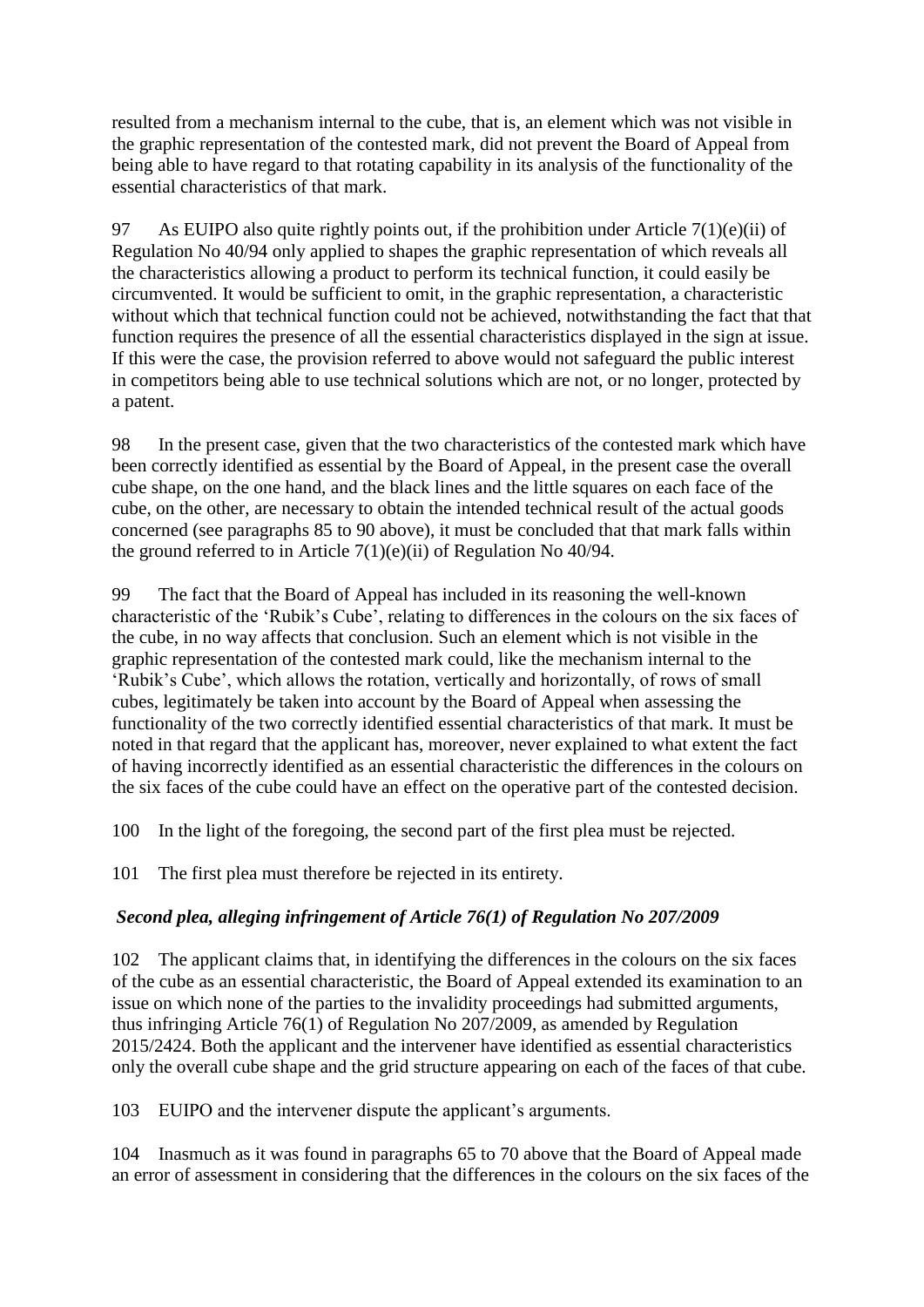resulted from a mechanism internal to the cube, that is, an element which was not visible in the graphic representation of the contested mark, did not prevent the Board of Appeal from being able to have regard to that rotating capability in its analysis of the functionality of the essential characteristics of that mark.

97 As EUIPO also quite rightly points out, if the prohibition under Article 7(1)(e)(ii) of Regulation No 40/94 only applied to shapes the graphic representation of which reveals all the characteristics allowing a product to perform its technical function, it could easily be circumvented. It would be sufficient to omit, in the graphic representation, a characteristic without which that technical function could not be achieved, notwithstanding the fact that that function requires the presence of all the essential characteristics displayed in the sign at issue. If this were the case, the provision referred to above would not safeguard the public interest in competitors being able to use technical solutions which are not, or no longer, protected by a patent.

98 In the present case, given that the two characteristics of the contested mark which have been correctly identified as essential by the Board of Appeal, in the present case the overall cube shape, on the one hand, and the black lines and the little squares on each face of the cube, on the other, are necessary to obtain the intended technical result of the actual goods concerned (see paragraphs 85 to 90 above), it must be concluded that that mark falls within the ground referred to in Article 7(1)(e)(ii) of Regulation No 40/94.

99 The fact that the Board of Appeal has included in its reasoning the well-known characteristic of the 'Rubik's Cube', relating to differences in the colours on the six faces of the cube, in no way affects that conclusion. Such an element which is not visible in the graphic representation of the contested mark could, like the mechanism internal to the 'Rubik's Cube', which allows the rotation, vertically and horizontally, of rows of small cubes, legitimately be taken into account by the Board of Appeal when assessing the functionality of the two correctly identified essential characteristics of that mark. It must be noted in that regard that the applicant has, moreover, never explained to what extent the fact of having incorrectly identified as an essential characteristic the differences in the colours on the six faces of the cube could have an effect on the operative part of the contested decision.

100 In the light of the foregoing, the second part of the first plea must be rejected.

101 The first plea must therefore be rejected in its entirety.

### *Second plea, alleging infringement of Article 76(1) of Regulation No 207/2009*

102 The applicant claims that, in identifying the differences in the colours on the six faces of the cube as an essential characteristic, the Board of Appeal extended its examination to an issue on which none of the parties to the invalidity proceedings had submitted arguments, thus infringing Article 76(1) of Regulation No 207/2009, as amended by Regulation 2015/2424. Both the applicant and the intervener have identified as essential characteristics only the overall cube shape and the grid structure appearing on each of the faces of that cube.

103 EUIPO and the intervener dispute the applicant's arguments.

104 Inasmuch as it was found in paragraphs 65 to 70 above that the Board of Appeal made an error of assessment in considering that the differences in the colours on the six faces of the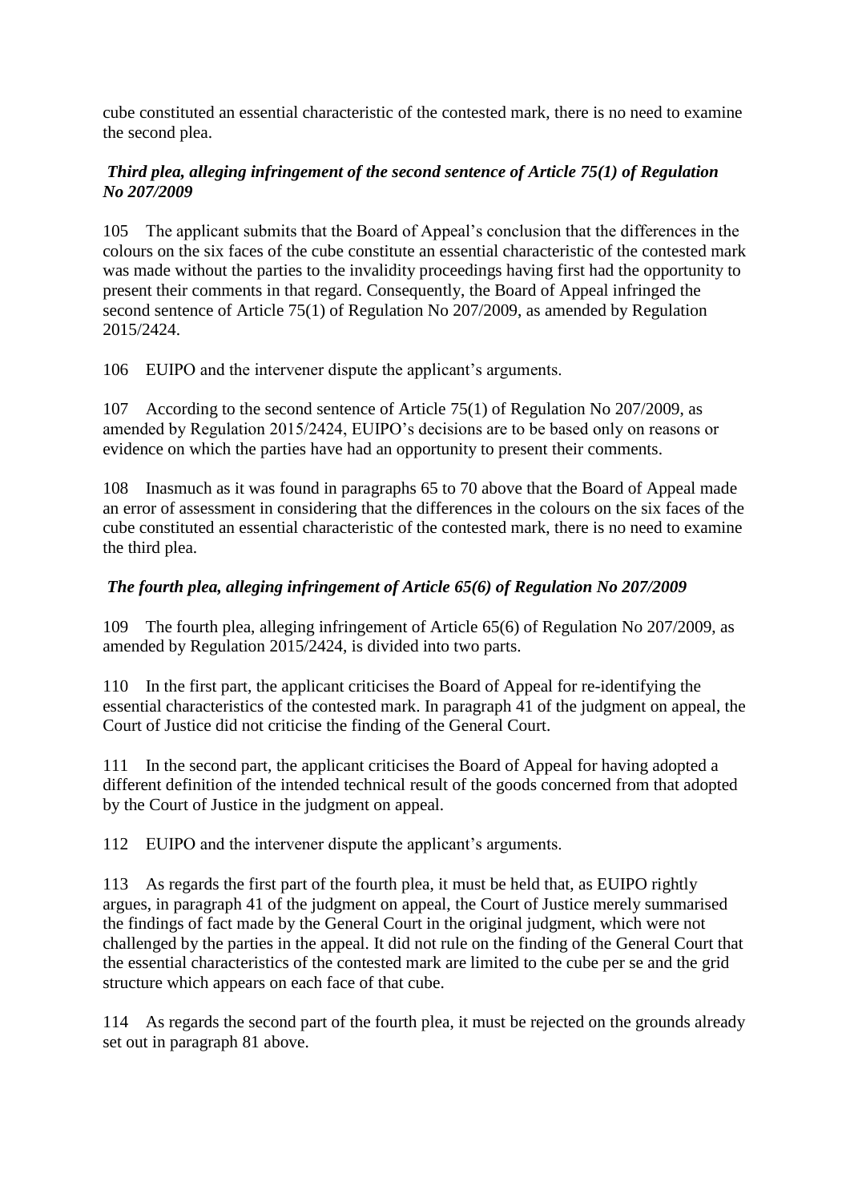cube constituted an essential characteristic of the contested mark, there is no need to examine the second plea.

### *Third plea, alleging infringement of the second sentence of Article 75(1) of Regulation No 207/2009*

105 The applicant submits that the Board of Appeal's conclusion that the differences in the colours on the six faces of the cube constitute an essential characteristic of the contested mark was made without the parties to the invalidity proceedings having first had the opportunity to present their comments in that regard. Consequently, the Board of Appeal infringed the second sentence of Article 75(1) of Regulation No 207/2009, as amended by Regulation 2015/2424.

106 EUIPO and the intervener dispute the applicant's arguments.

107 According to the second sentence of Article 75(1) of Regulation No 207/2009, as amended by Regulation 2015/2424, EUIPO's decisions are to be based only on reasons or evidence on which the parties have had an opportunity to present their comments.

108 Inasmuch as it was found in paragraphs 65 to 70 above that the Board of Appeal made an error of assessment in considering that the differences in the colours on the six faces of the cube constituted an essential characteristic of the contested mark, there is no need to examine the third plea.

### *The fourth plea, alleging infringement of Article 65(6) of Regulation No 207/2009*

109 The fourth plea, alleging infringement of Article 65(6) of Regulation No 207/2009, as amended by Regulation 2015/2424, is divided into two parts.

110 In the first part, the applicant criticises the Board of Appeal for re-identifying the essential characteristics of the contested mark. In paragraph 41 of the judgment on appeal, the Court of Justice did not criticise the finding of the General Court.

111 In the second part, the applicant criticises the Board of Appeal for having adopted a different definition of the intended technical result of the goods concerned from that adopted by the Court of Justice in the judgment on appeal.

112 EUIPO and the intervener dispute the applicant's arguments.

113 As regards the first part of the fourth plea, it must be held that, as EUIPO rightly argues, in paragraph 41 of the judgment on appeal, the Court of Justice merely summarised the findings of fact made by the General Court in the original judgment, which were not challenged by the parties in the appeal. It did not rule on the finding of the General Court that the essential characteristics of the contested mark are limited to the cube per se and the grid structure which appears on each face of that cube.

114 As regards the second part of the fourth plea, it must be rejected on the grounds already set out in paragraph 81 above.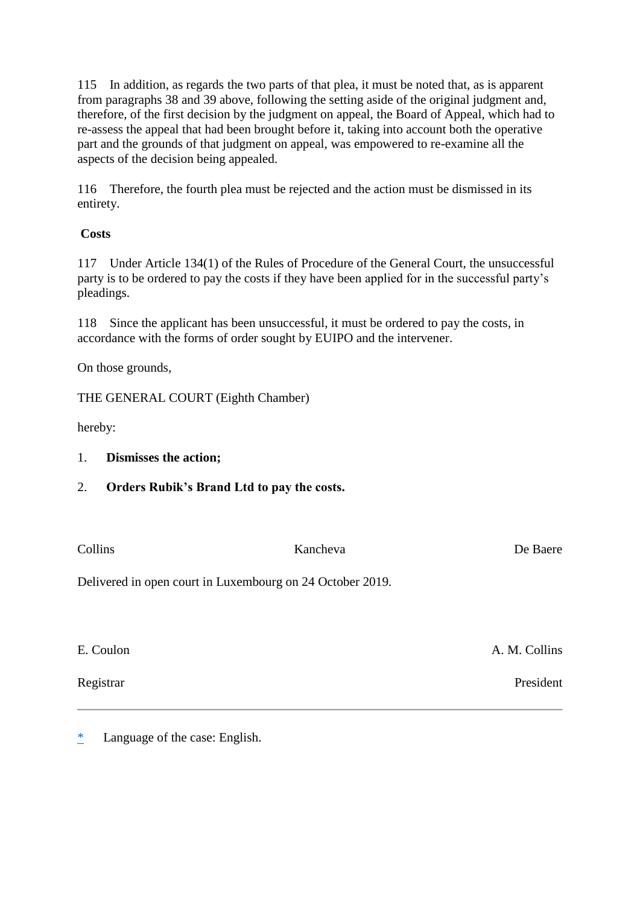115 In addition, as regards the two parts of that plea, it must be noted that, as is apparent from paragraphs 38 and 39 above, following the setting aside of the original judgment and, therefore, of the first decision by the judgment on appeal, the Board of Appeal, which had to re-assess the appeal that had been brought before it, taking into account both the operative part and the grounds of that judgment on appeal, was empowered to re-examine all the aspects of the decision being appealed.

116 Therefore, the fourth plea must be rejected and the action must be dismissed in its entirety.

**Costs**

117 Under Article 134(1) of the Rules of Procedure of the General Court, the unsuccessful party is to be ordered to pay the costs if they have been applied for in the successful party's pleadings.

118 Since the applicant has been unsuccessful, it must be ordered to pay the costs, in accordance with the forms of order sought by EUIPO and the intervener.

On those grounds,

THE GENERAL COURT (Eighth Chamber)

hereby:

1. **Dismisses the action;**

2. **Orders Rubik's Brand Ltd to pay the costs.**

| | | |
|---|---|---|
| Collins | Kancheva | De Baere |

Delivered in open court in Luxembourg on 24 October 2019.

| | |
|---|---|
| E. Coulon | A. M. Collins |
| Registrar | President |

---

* Language of the case: English.